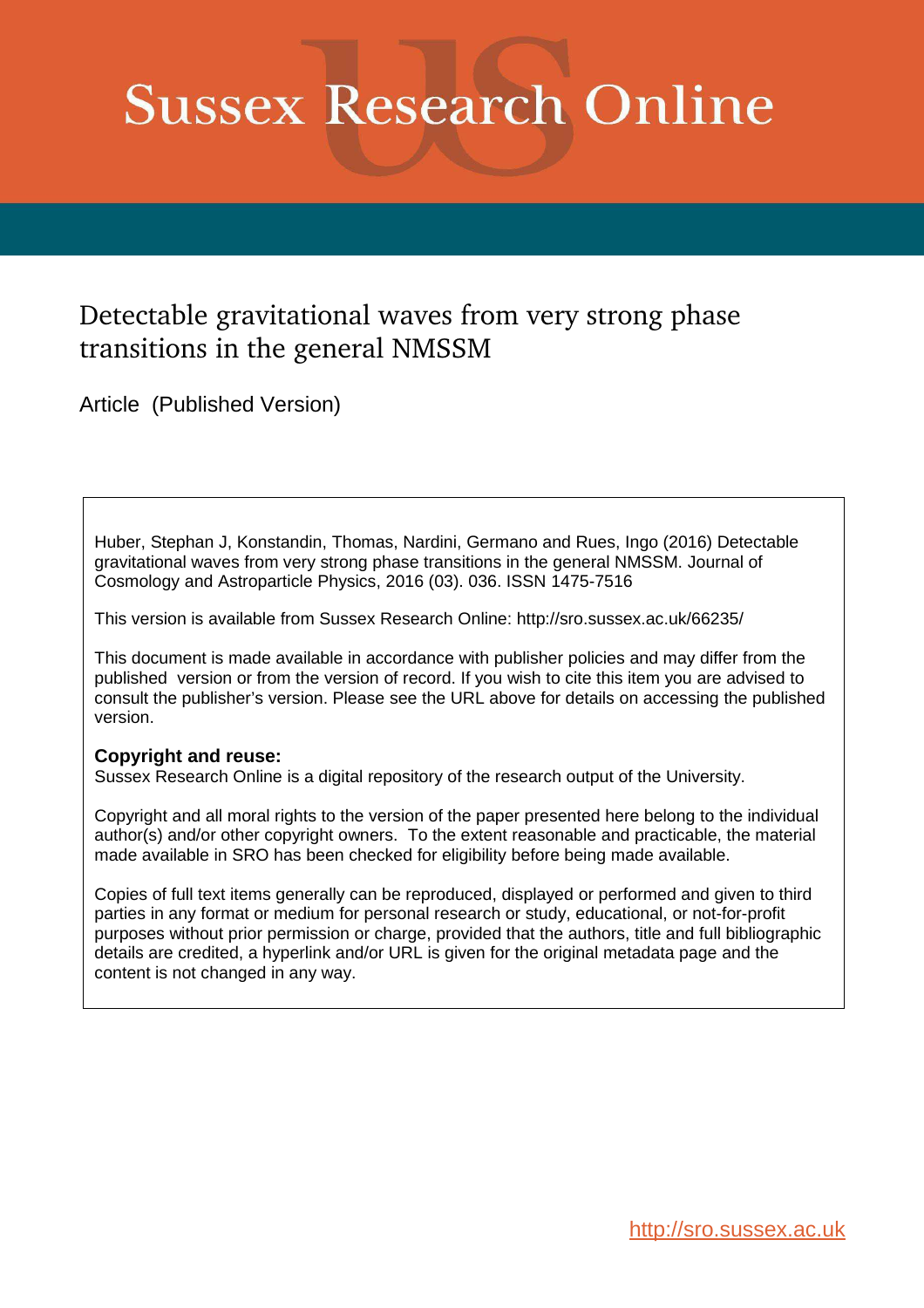# Sussex Research Online

## Detectable gravitational waves from very strong phase transitions in the general NMSSM

Article (Published Version)

Huber, Stephan J, Konstandin, Thomas, Nardini, Germano and Rues, Ingo (2016) Detectable gravitational waves from very strong phase transitions in the general NMSSM. Journal of Cosmology and Astroparticle Physics, 2016 (03). 036. ISSN 1475-7516

This version is available from Sussex Research Online: http://sro.sussex.ac.uk/66235/

This document is made available in accordance with publisher policies and may differ from the published version or from the version of record. If you wish to cite this item you are advised to consult the publisher's version. Please see the URL above for details on accessing the published version.

**Copyright and reuse:**
Sussex Research Online is a digital repository of the research output of the University.

Copyright and all moral rights to the version of the paper presented here belong to the individual author(s) and/or other copyright owners. To the extent reasonable and practicable, the material made available in SRO has been checked for eligibility before being made available.

Copies of full text items generally can be reproduced, displayed or performed and given to third parties in any format or medium for personal research or study, educational, or not-for-profit purposes without prior permission or charge, provided that the authors, title and full bibliographic details are credited, a hyperlink and/or URL is given for the original metadata page and the content is not changed in any way.

http://sro.sussex.ac.uk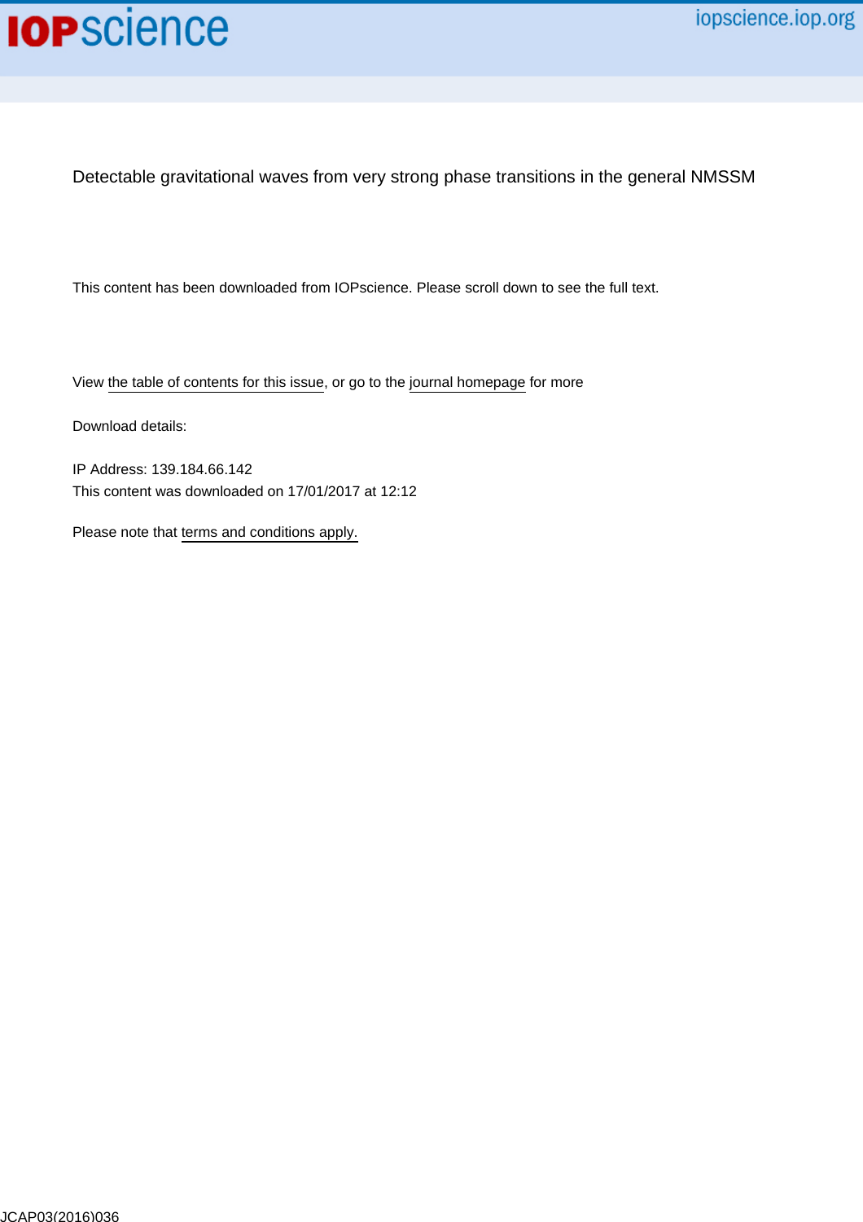Detectable gravitational waves from very strong phase transitions in the general NMSSM

This content has been downloaded from IOPscience. Please scroll down to see the full text.

View the table of contents for this issue, or go to the journal homepage for more

Download details:

IP Address: 139.184.66.142
This content was downloaded on 17/01/2017 at 12:12

Please note that terms and conditions apply.

JCAP03(2016)036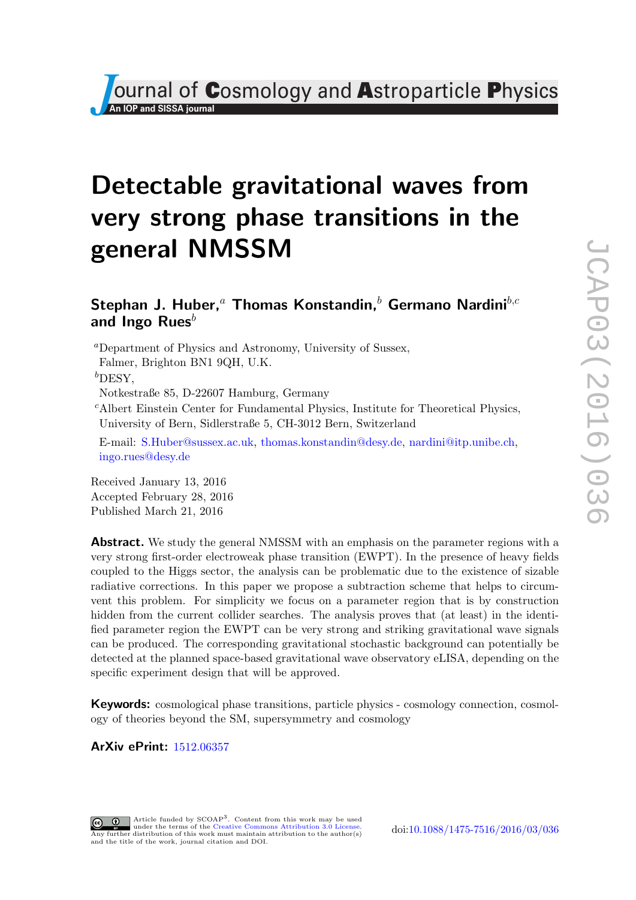# Detectable gravitational waves from very strong phase transitions in the general NMSSM

**Stephan J. Huber,[a] Thomas Konstandin,[b] Germano Nardini[b,c] and Ingo Rues[b]**

[a]Department of Physics and Astronomy, University of Sussex,
Falmer, Brighton BN1 9QH, U.K.

[b]DESY,
Notkestraße 85, D-22607 Hamburg, Germany

[c]Albert Einstein Center for Fundamental Physics, Institute for Theoretical Physics,
University of Bern, Sidlerstraße 5, CH-3012 Bern, Switzerland

E-mail: S.Huber@sussex.ac.uk, thomas.konstandin@desy.de, nardini@itp.unibe.ch, ingo.rues@desy.de

Received January 13, 2016
Accepted February 28, 2016
Published March 21, 2016

**Abstract.** We study the general NMSSM with an emphasis on the parameter regions with a very strong first-order electroweak phase transition (EWPT). In the presence of heavy fields coupled to the Higgs sector, the analysis can be problematic due to the existence of sizable radiative corrections. In this paper we propose a subtraction scheme that helps to circumvent this problem. For simplicity we focus on a parameter region that is by construction hidden from the current collider searches. The analysis proves that (at least) in the identified parameter region the EWPT can be very strong and striking gravitational wave signals can be produced. The corresponding gravitational stochastic background can potentially be detected at the planned space-based gravitational wave observatory eLISA, depending on the specific experiment design that will be approved.

**Keywords:** cosmological phase transitions, particle physics - cosmology connection, cosmology of theories beyond the SM, supersymmetry and cosmology

**ArXiv ePrint:** 1512.06357

Article funded by SCOAP[3]. Content from this work may be used under the terms of the Creative Commons Attribution 3.0 License. Any further distribution of this work must maintain attribution to the author(s) and the title of the work, journal citation and DOI.

doi:10.1088/1475-7516/2016/03/036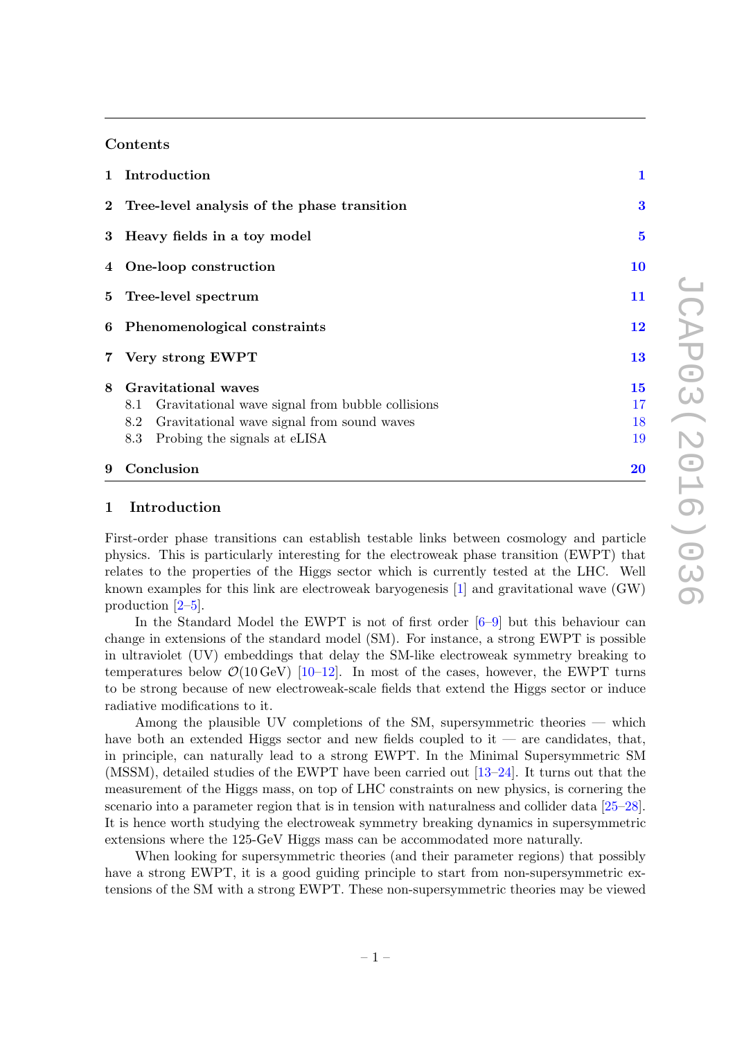## Contents

| | | |
|---|---|---|
| 1 | Introduction | 1 |
| 2 | Tree-level analysis of the phase transition | 3 |
| 3 | Heavy fields in a toy model | 5 |
| 4 | One-loop construction | 10 |
| 5 | Tree-level spectrum | 11 |
| 6 | Phenomenological constraints | 12 |
| 7 | Very strong EWPT | 13 |
| 8 | Gravitational waves | 15 |
| | 8.1 Gravitational wave signal from bubble collisions | 17 |
| | 8.2 Gravitational wave signal from sound waves | 18 |
| | 8.3 Probing the signals at eLISA | 19 |
| 9 | Conclusion | 20 |

# 1 Introduction

First-order phase transitions can establish testable links between cosmology and particle physics. This is particularly interesting for the electroweak phase transition (EWPT) that relates to the properties of the Higgs sector which is currently tested at the LHC. Well known examples for this link are electroweak baryogenesis [1] and gravitational wave (GW) production [2–5].

In the Standard Model the EWPT is not of first order [6–9] but this behaviour can change in extensions of the standard model (SM). For instance, a strong EWPT is possible in ultraviolet (UV) embeddings that delay the SM-like electroweak symmetry breaking to temperatures below $\mathcal{O}(10\,\text{GeV})$ [10–12]. In most of the cases, however, the EWPT turns to be strong because of new electroweak-scale fields that extend the Higgs sector or induce radiative modifications to it.

Among the plausible UV completions of the SM, supersymmetric theories — which have both an extended Higgs sector and new fields coupled to it — are candidates, that, in principle, can naturally lead to a strong EWPT. In the Minimal Supersymmetric SM (MSSM), detailed studies of the EWPT have been carried out [13–24]. It turns out that the measurement of the Higgs mass, on top of LHC constraints on new physics, is cornering the scenario into a parameter region that is in tension with naturalness and collider data [25–28]. It is hence worth studying the electroweak symmetry breaking dynamics in supersymmetric extensions where the 125-GeV Higgs mass can be accommodated more naturally.

When looking for supersymmetric theories (and their parameter regions) that possibly have a strong EWPT, it is a good guiding principle to start from non-supersymmetric extensions of the SM with a strong EWPT. These non-supersymmetric theories may be viewed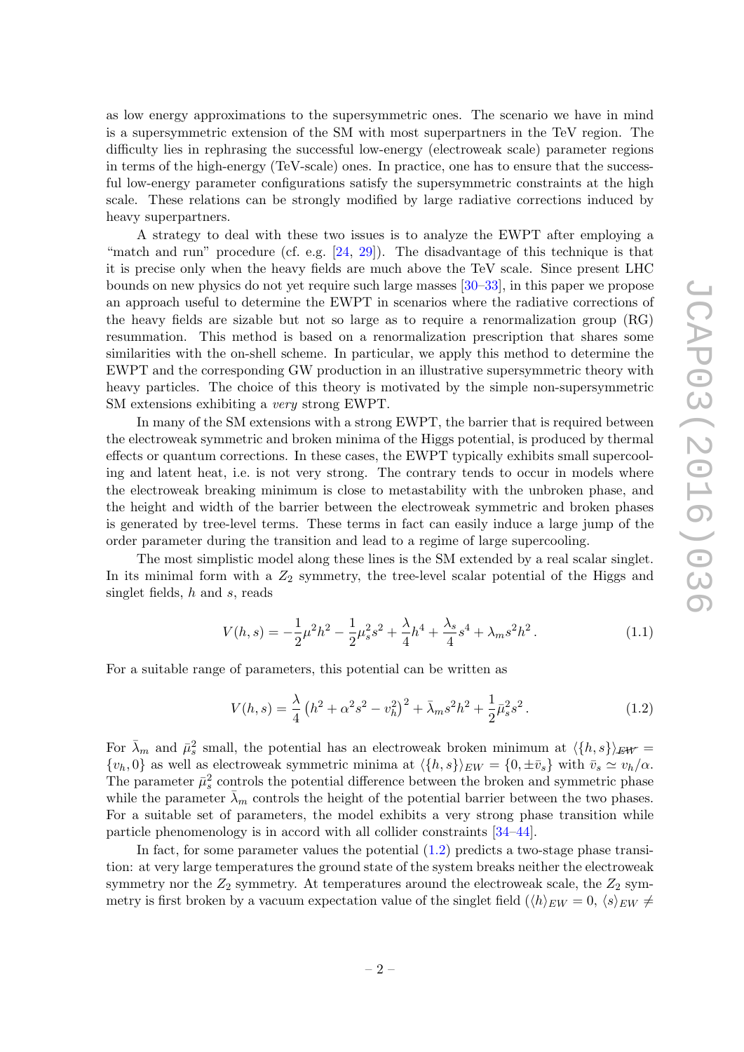as low energy approximations to the supersymmetric ones. The scenario we have in mind is a supersymmetric extension of the SM with most superpartners in the TeV region. The difficulty lies in rephrasing the successful low-energy (electroweak scale) parameter regions in terms of the high-energy (TeV-scale) ones. In practice, one has to ensure that the successful low-energy parameter configurations satisfy the supersymmetric constraints at the high scale. These relations can be strongly modified by large radiative corrections induced by heavy superpartners.

A strategy to deal with these two issues is to analyze the EWPT after employing a "match and run" procedure (cf. e.g. [24, 29]). The disadvantage of this technique is that it is precise only when the heavy fields are much above the TeV scale. Since present LHC bounds on new physics do not yet require such large masses [30–33], in this paper we propose an approach useful to determine the EWPT in scenarios where the radiative corrections of the heavy fields are sizable but not so large as to require a renormalization group (RG) resummation. This method is based on a renormalization prescription that shares some similarities with the on-shell scheme. In particular, we apply this method to determine the EWPT and the corresponding GW production in an illustrative supersymmetric theory with heavy particles. The choice of this theory is motivated by the simple non-supersymmetric SM extensions exhibiting a *very* strong EWPT.

In many of the SM extensions with a strong EWPT, the barrier that is required between the electroweak symmetric and broken minima of the Higgs potential, is produced by thermal effects or quantum corrections. In these cases, the EWPT typically exhibits small supercooling and latent heat, i.e. is not very strong. The contrary tends to occur in models where the electroweak breaking minimum is close to metastability with the unbroken phase, and the height and width of the barrier between the electroweak symmetric and broken phases is generated by tree-level terms. These terms in fact can easily induce a large jump of the order parameter during the transition and lead to a regime of large supercooling.

The most simplistic model along these lines is the SM extended by a real scalar singlet. In its minimal form with a $Z_2$ symmetry, the tree-level scalar potential of the Higgs and singlet fields, $h$ and $s$, reads

$$V(h,s) = -\frac{1}{2}\mu^2 h^2 - \frac{1}{2}\mu_s^2 s^2 + \frac{\lambda}{4}h^4 + \frac{\lambda_s}{4}s^4 + \lambda_m s^2 h^2 \,. \tag{1.1}$$

For a suitable range of parameters, this potential can be written as

$$V(h,s) = \frac{\lambda}{4}\left(h^2 + \alpha^2 s^2 - v_h^2\right)^2 + \bar{\lambda}_m s^2 h^2 + \frac{1}{2}\bar{\mu}_s^2 s^2 \,. \tag{1.2}$$

For $\bar{\lambda}_m$ and $\bar{\mu}_s^2$ small, the potential has an electroweak broken minimum at $\langle\{h,s\}\rangle_{\not{EW}} = \{v_h, 0\}$ as well as electroweak symmetric minima at $\langle\{h,s\}\rangle_{EW} = \{0, \pm\bar{v}_s\}$ with $\bar{v}_s \simeq v_h/\alpha$. The parameter $\bar{\mu}_s^2$ controls the potential difference between the broken and symmetric phase while the parameter $\bar{\lambda}_m$ controls the height of the potential barrier between the two phases. For a suitable set of parameters, the model exhibits a very strong phase transition while particle phenomenology is in accord with all collider constraints [34–44].

In fact, for some parameter values the potential (1.2) predicts a two-stage phase transition: at very large temperatures the ground state of the system breaks neither the electroweak symmetry nor the $Z_2$ symmetry. At temperatures around the electroweak scale, the $Z_2$ symmetry is first broken by a vacuum expectation value of the singlet field ($\langle h\rangle_{EW} = 0$, $\langle s\rangle_{EW} \neq$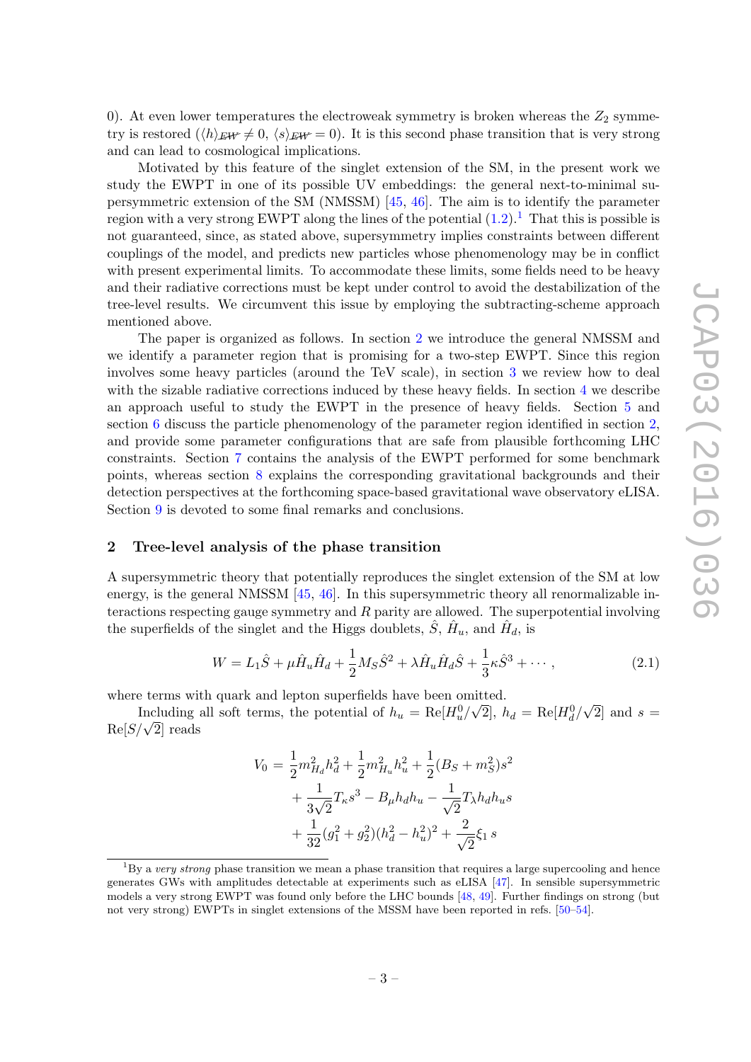0). At even lower temperatures the electroweak symmetry is broken whereas the $Z_2$ symmetry is restored ($\langle h \rangle_{\not{EW}} \neq 0$, $\langle s \rangle_{\not{EW}} = 0$). It is this second phase transition that is very strong and can lead to cosmological implications.

Motivated by this feature of the singlet extension of the SM, in the present work we study the EWPT in one of its possible UV embeddings: the general next-to-minimal supersymmetric extension of the SM (NMSSM) [45, 46]. The aim is to identify the parameter region with a very strong EWPT along the lines of the potential (1.2).[1] That this is possible is not guaranteed, since, as stated above, supersymmetry implies constraints between different couplings of the model, and predicts new particles whose phenomenology may be in conflict with present experimental limits. To accommodate these limits, some fields need to be heavy and their radiative corrections must be kept under control to avoid the destabilization of the tree-level results. We circumvent this issue by employing the subtracting-scheme approach mentioned above.

The paper is organized as follows. In section 2 we introduce the general NMSSM and we identify a parameter region that is promising for a two-step EWPT. Since this region involves some heavy particles (around the TeV scale), in section 3 we review how to deal with the sizable radiative corrections induced by these heavy fields. In section 4 we describe an approach useful to study the EWPT in the presence of heavy fields. Section 5 and section 6 discuss the particle phenomenology of the parameter region identified in section 2, and provide some parameter configurations that are safe from plausible forthcoming LHC constraints. Section 7 contains the analysis of the EWPT performed for some benchmark points, whereas section 8 explains the corresponding gravitational backgrounds and their detection perspectives at the forthcoming space-based gravitational wave observatory eLISA. Section 9 is devoted to some final remarks and conclusions.

## 2 Tree-level analysis of the phase transition

A supersymmetric theory that potentially reproduces the singlet extension of the SM at low energy, is the general NMSSM [45, 46]. In this supersymmetric theory all renormalizable interactions respecting gauge symmetry and $R$ parity are allowed. The superpotential involving the superfields of the singlet and the Higgs doublets, $\hat{S}$, $\hat{H}_u$, and $\hat{H}_d$, is

$$W = L_1 \hat{S} + \mu \hat{H}_u \hat{H}_d + \frac{1}{2} M_S \hat{S}^2 + \lambda \hat{H}_u \hat{H}_d \hat{S} + \frac{1}{3} \kappa \hat{S}^3 + \cdots , \tag{2.1}$$

where terms with quark and lepton superfields have been omitted.

Including all soft terms, the potential of $h_u = \mathrm{Re}[H_u^0/\sqrt{2}]$, $h_d = \mathrm{Re}[H_d^0/\sqrt{2}]$ and $s = \mathrm{Re}[S/\sqrt{2}]$ reads

$$\begin{aligned} V_0 = & \frac{1}{2} m_{H_d}^2 h_d^2 + \frac{1}{2} m_{H_u}^2 h_u^2 + \frac{1}{2}(B_S + m_S^2) s^2 \\ & + \frac{1}{3\sqrt{2}} T_\kappa s^3 - B_\mu h_d h_u - \frac{1}{\sqrt{2}} T_\lambda h_d h_u s \\ & + \frac{1}{32}(g_1^2 + g_2^2)(h_d^2 - h_u^2)^2 + \frac{2}{\sqrt{2}} \xi_1 \, s \end{aligned}$$

[1] By a *very strong* phase transition we mean a phase transition that requires a large supercooling and hence generates GWs with amplitudes detectable at experiments such as eLISA [47]. In sensible supersymmetric models a very strong EWPT was found only before the LHC bounds [48, 49]. Further findings on strong (but not very strong) EWPTs in singlet extensions of the MSSM have been reported in refs. [50–54].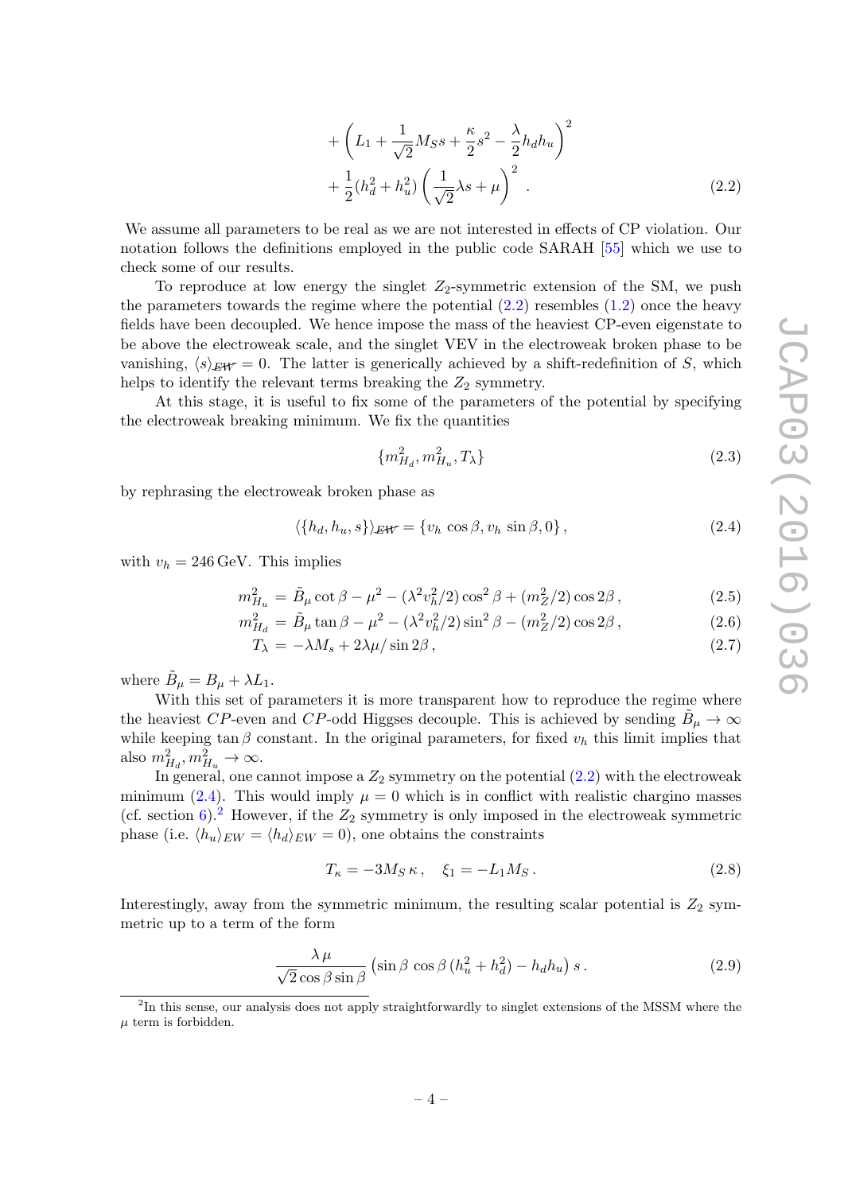$$
+\left(L_1 + \frac{1}{\sqrt{2}} M_S s + \frac{\kappa}{2} s^2 - \frac{\lambda}{2} h_d h_u\right)^2
$$

$$
+\frac{1}{2}(h_d^2 + h_u^2)\left(\frac{1}{\sqrt{2}}\lambda s + \mu\right)^2 . \tag{2.2}
$$

We assume all parameters to be real as we are not interested in effects of CP violation. Our notation follows the definitions employed in the public code SARAH [55] which we use to check some of our results.

To reproduce at low energy the singlet $Z_2$-symmetric extension of the SM, we push the parameters towards the regime where the potential (2.2) resembles (1.2) once the heavy fields have been decoupled. We hence impose the mass of the heaviest CP-even eigenstate to be above the electroweak scale, and the singlet VEV in the electroweak broken phase to be vanishing, $\langle s \rangle_{\not{EW}} = 0$. The latter is generically achieved by a shift-redefinition of $S$, which helps to identify the relevant terms breaking the $Z_2$ symmetry.

At this stage, it is useful to fix some of the parameters of the potential by specifying the electroweak breaking minimum. We fix the quantities

$$
\{m_{H_d}^2, m_{H_u}^2, T_\lambda\} \tag{2.3}
$$

by rephrasing the electroweak broken phase as

$$
\langle \{h_d, h_u, s\} \rangle_{\not{EW}} = \{v_h \cos\beta, v_h \sin\beta, 0\} , \tag{2.4}
$$

with $v_h = 246\,\text{GeV}$. This implies

$$
m_{H_u}^2 = \tilde{B}_\mu \cot\beta - \mu^2 - (\lambda^2 v_h^2/2)\cos^2\beta + (m_Z^2/2)\cos 2\beta , \tag{2.5}
$$

$$
m_{H_d}^2 = \tilde{B}_\mu \tan\beta - \mu^2 - (\lambda^2 v_h^2/2)\sin^2\beta - (m_Z^2/2)\cos 2\beta , \tag{2.6}
$$

$$
T_\lambda = -\lambda M_s + 2\lambda\mu/\sin 2\beta , \tag{2.7}
$$

where $\tilde{B}_\mu = B_\mu + \lambda L_1$.

With this set of parameters it is more transparent how to reproduce the regime where the heaviest $CP$-even and $CP$-odd Higgses decouple. This is achieved by sending $\tilde{B}_\mu \to \infty$ while keeping $\tan\beta$ constant. In the original parameters, for fixed $v_h$ this limit implies that also $m_{H_d}^2, m_{H_u}^2 \to \infty$.

In general, one cannot impose a $Z_2$ symmetry on the potential (2.2) with the electroweak minimum (2.4). This would imply $\mu = 0$ which is in conflict with realistic chargino masses (cf. section 6).[2] However, if the $Z_2$ symmetry is only imposed in the electroweak symmetric phase (i.e. $\langle h_u \rangle_{EW} = \langle h_d \rangle_{EW} = 0$), one obtains the constraints

$$
T_\kappa = -3 M_S\,\kappa , \quad \xi_1 = -L_1 M_S . \tag{2.8}
$$

Interestingly, away from the symmetric minimum, the resulting scalar potential is $Z_2$ symmetric up to a term of the form

$$
\frac{\lambda\,\mu}{\sqrt{2}\cos\beta\sin\beta}\left(\sin\beta\,\cos\beta\,(h_u^2 + h_d^2) - h_d h_u\right) s . \tag{2.9}
$$

[2] In this sense, our analysis does not apply straightforwardly to singlet extensions of the MSSM where the $\mu$ term is forbidden.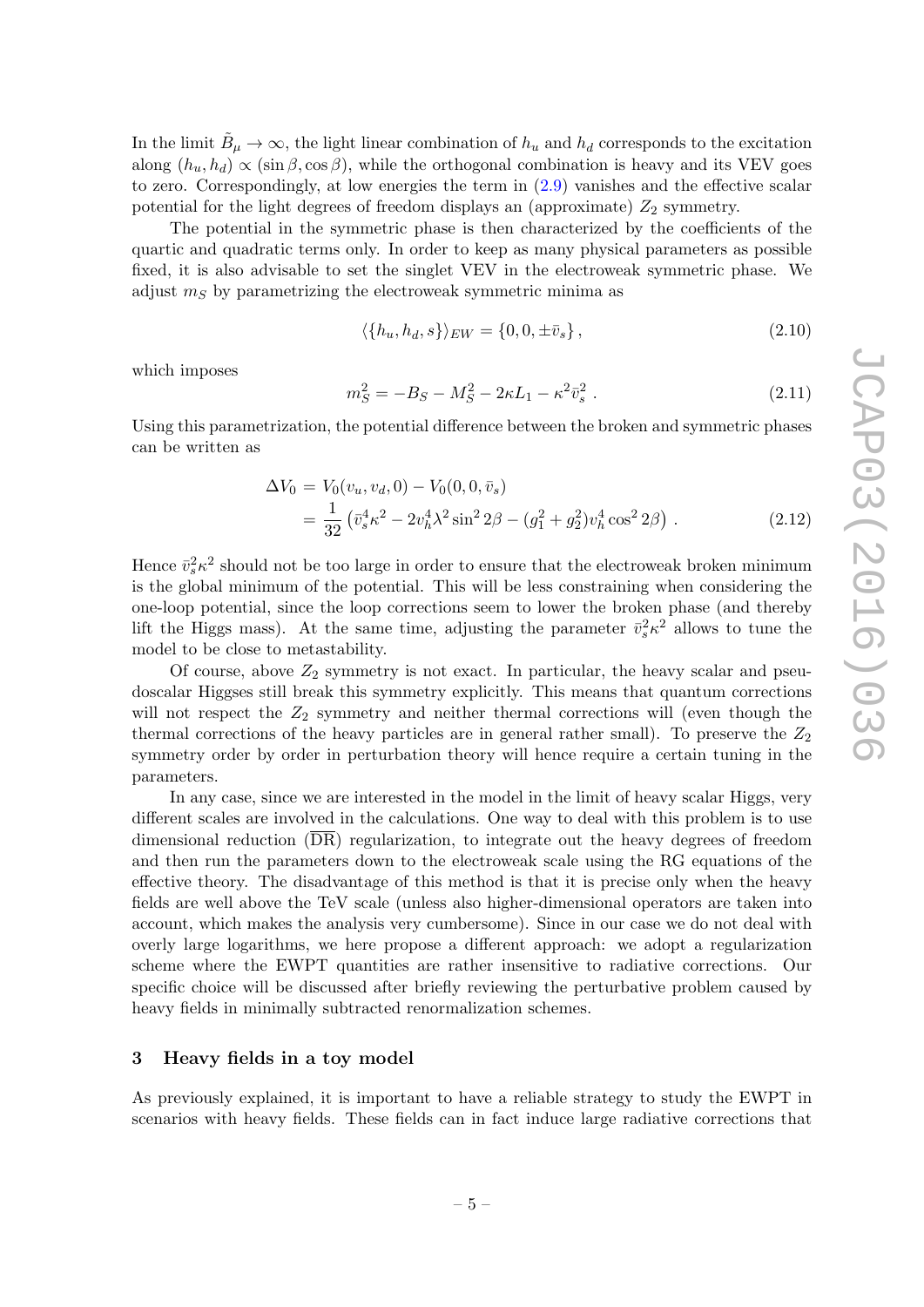In the limit $\tilde{B}_\mu \to \infty$, the light linear combination of $h_u$ and $h_d$ corresponds to the excitation along $(h_u, h_d) \propto (\sin\beta, \cos\beta)$, while the orthogonal combination is heavy and its VEV goes to zero. Correspondingly, at low energies the term in (2.9) vanishes and the effective scalar potential for the light degrees of freedom displays an (approximate) $Z_2$ symmetry.

The potential in the symmetric phase is then characterized by the coefficients of the quartic and quadratic terms only. In order to keep as many physical parameters as possible fixed, it is also advisable to set the singlet VEV in the electroweak symmetric phase. We adjust $m_S$ by parametrizing the electroweak symmetric minima as

$$\langle \{h_u, h_d, s\} \rangle_{EW} = \{0, 0, \pm\bar{v}_s\}\,, \tag{2.10}$$

which imposes

$$m_S^2 = -B_S - M_S^2 - 2\kappa L_1 - \kappa^2 \bar{v}_s^2\,. \tag{2.11}$$

Using this parametrization, the potential difference between the broken and symmetric phases can be written as

$$\begin{aligned} \Delta V_0 &= V_0(v_u, v_d, 0) - V_0(0, 0, \bar{v}_s) \\ &= \frac{1}{32}\left(\bar{v}_s^4 \kappa^2 - 2 v_h^4 \lambda^2 \sin^2 2\beta - (g_1^2 + g_2^2) v_h^4 \cos^2 2\beta\right)\,. \end{aligned} \tag{2.12}$$

Hence $\bar{v}_s^2 \kappa^2$ should not be too large in order to ensure that the electroweak broken minimum is the global minimum of the potential. This will be less constraining when considering the one-loop potential, since the loop corrections seem to lower the broken phase (and thereby lift the Higgs mass). At the same time, adjusting the parameter $\bar{v}_s^2 \kappa^2$ allows to tune the model to be close to metastability.

Of course, above $Z_2$ symmetry is not exact. In particular, the heavy scalar and pseudoscalar Higgses still break this symmetry explicitly. This means that quantum corrections will not respect the $Z_2$ symmetry and neither thermal corrections will (even though the thermal corrections of the heavy particles are in general rather small). To preserve the $Z_2$ symmetry order by order in perturbation theory will hence require a certain tuning in the parameters.

In any case, since we are interested in the model in the limit of heavy scalar Higgs, very different scales are involved in the calculations. One way to deal with this problem is to use dimensional reduction ($\overline{\text{DR}}$) regularization, to integrate out the heavy degrees of freedom and then run the parameters down to the electroweak scale using the RG equations of the effective theory. The disadvantage of this method is that it is precise only when the heavy fields are well above the TeV scale (unless also higher-dimensional operators are taken into account, which makes the analysis very cumbersome). Since in our case we do not deal with overly large logarithms, we here propose a different approach: we adopt a regularization scheme where the EWPT quantities are rather insensitive to radiative corrections. Our specific choice will be discussed after briefly reviewing the perturbative problem caused by heavy fields in minimally subtracted renormalization schemes.

## 3 Heavy fields in a toy model

As previously explained, it is important to have a reliable strategy to study the EWPT in scenarios with heavy fields. These fields can in fact induce large radiative corrections that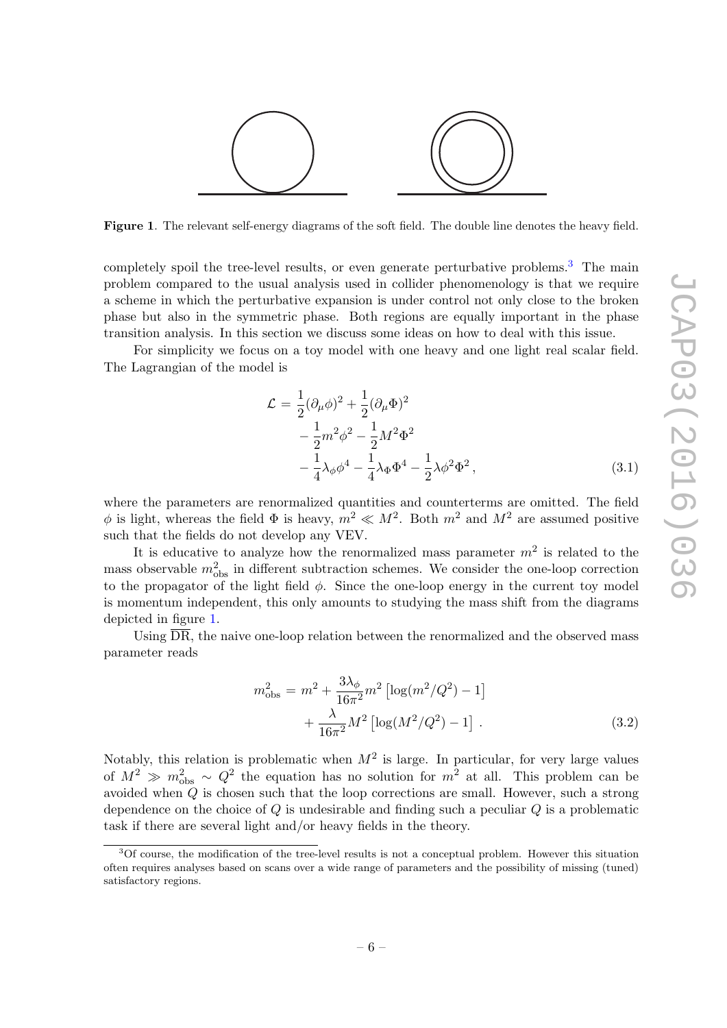**Figure 1**. The relevant self-energy diagrams of the soft field. The double line denotes the heavy field.

completely spoil the tree-level results, or even generate perturbative problems.[3] The main problem compared to the usual analysis used in collider phenomenology is that we require a scheme in which the perturbative expansion is under control not only close to the broken phase but also in the symmetric phase. Both regions are equally important in the phase transition analysis. In this section we discuss some ideas on how to deal with this issue.

For simplicity we focus on a toy model with one heavy and one light real scalar field. The Lagrangian of the model is

$$\begin{aligned}\mathcal{L} = & \frac{1}{2}(\partial_\mu \phi)^2 + \frac{1}{2}(\partial_\mu \Phi)^2 \\ & - \frac{1}{2}m^2\phi^2 - \frac{1}{2}M^2\Phi^2 \\ & - \frac{1}{4}\lambda_\phi \phi^4 - \frac{1}{4}\lambda_\Phi \Phi^4 - \frac{1}{2}\lambda \phi^2\Phi^2 \,, \end{aligned} \tag{3.1}$$

where the parameters are renormalized quantities and counterterms are omitted. The field $\phi$ is light, whereas the field $\Phi$ is heavy, $m^2 \ll M^2$. Both $m^2$ and $M^2$ are assumed positive such that the fields do not develop any VEV.

It is educative to analyze how the renormalized mass parameter $m^2$ is related to the mass observable $m^2_{\rm obs}$ in different subtraction schemes. We consider the one-loop correction to the propagator of the light field $\phi$. Since the one-loop energy in the current toy model is momentum independent, this only amounts to studying the mass shift from the diagrams depicted in figure 1.

Using $\overline{\rm DR}$, the naive one-loop relation between the renormalized and the observed mass parameter reads

$$\begin{aligned} m^2_{\rm obs} = m^2 & + \frac{3\lambda_\phi}{16\pi^2} m^2 \left[\log(m^2/Q^2) - 1\right] \\ & + \frac{\lambda}{16\pi^2} M^2 \left[\log(M^2/Q^2) - 1\right] \,. \end{aligned} \tag{3.2}$$

Notably, this relation is problematic when $M^2$ is large. In particular, for very large values of $M^2 \gg m^2_{\rm obs} \sim Q^2$ the equation has no solution for $m^2$ at all. This problem can be avoided when $Q$ is chosen such that the loop corrections are small. However, such a strong dependence on the choice of $Q$ is undesirable and finding such a peculiar $Q$ is a problematic task if there are several light and/or heavy fields in the theory.

[3] Of course, the modification of the tree-level results is not a conceptual problem. However this situation often requires analyses based on scans over a wide range of parameters and the possibility of missing (tuned) satisfactory regions.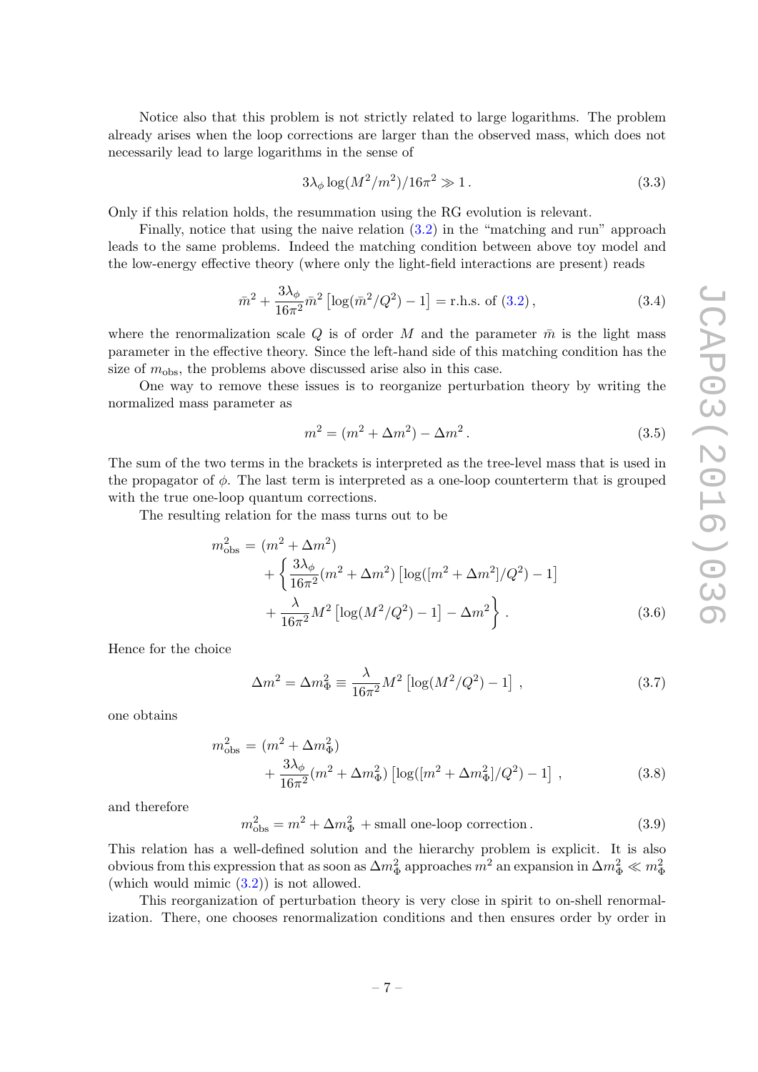Notice also that this problem is not strictly related to large logarithms. The problem already arises when the loop corrections are larger than the observed mass, which does not necessarily lead to large logarithms in the sense of

$$3\lambda_\phi \log(M^2/m^2)/16\pi^2 \gg 1\,. \tag{3.3}$$

Only if this relation holds, the resummation using the RG evolution is relevant.

Finally, notice that using the naive relation (3.2) in the "matching and run" approach leads to the same problems. Indeed the matching condition between above toy model and the low-energy effective theory (where only the light-field interactions are present) reads

$$\bar{m}^2 + \frac{3\lambda_\phi}{16\pi^2}\bar{m}^2\left[\log(\bar{m}^2/Q^2) - 1\right] = \text{r.h.s. of (3.2)}\,, \tag{3.4}$$

where the renormalization scale $Q$ is of order $M$ and the parameter $\bar{m}$ is the light mass parameter in the effective theory. Since the left-hand side of this matching condition has the size of $m_{\rm obs}$, the problems above discussed arise also in this case.

One way to remove these issues is to reorganize perturbation theory by writing the normalized mass parameter as

$$m^2 = (m^2 + \Delta m^2) - \Delta m^2\,. \tag{3.5}$$

The sum of the two terms in the brackets is interpreted as the tree-level mass that is used in the propagator of $\phi$. The last term is interpreted as a one-loop counterterm that is grouped with the true one-loop quantum corrections.

The resulting relation for the mass turns out to be

$$\begin{aligned} m^2_{\rm obs} &= (m^2 + \Delta m^2) \\ &\quad + \left\{ \frac{3\lambda_\phi}{16\pi^2}(m^2 + \Delta m^2)\left[\log([m^2 + \Delta m^2]/Q^2) - 1\right] \right. \\ &\quad \left. + \frac{\lambda}{16\pi^2} M^2\left[\log(M^2/Q^2) - 1\right] - \Delta m^2 \right\}. \end{aligned} \tag{3.6}$$

Hence for the choice

$$\Delta m^2 = \Delta m^2_\Phi \equiv \frac{\lambda}{16\pi^2}M^2\left[\log(M^2/Q^2) - 1\right]\,, \tag{3.7}$$

one obtains

$$\begin{aligned} m^2_{\rm obs} &= (m^2 + \Delta m^2_\Phi) \\ &\quad + \frac{3\lambda_\phi}{16\pi^2}(m^2 + \Delta m^2_\Phi)\left[\log([m^2 + \Delta m^2_\Phi]/Q^2) - 1\right]\,, \end{aligned} \tag{3.8}$$

and therefore

$$m^2_{\rm obs} = m^2 + \Delta m^2_\Phi + \text{small one-loop correction}\,. \tag{3.9}$$

This relation has a well-defined solution and the hierarchy problem is explicit. It is also obvious from this expression that as soon as $\Delta m^2_\Phi$ approaches $m^2$ an expansion in $\Delta m^2_\Phi \ll m^2_\Phi$ (which would mimic (3.2)) is not allowed.

This reorganization of perturbation theory is very close in spirit to on-shell renormalization. There, one chooses renormalization conditions and then ensures order by order in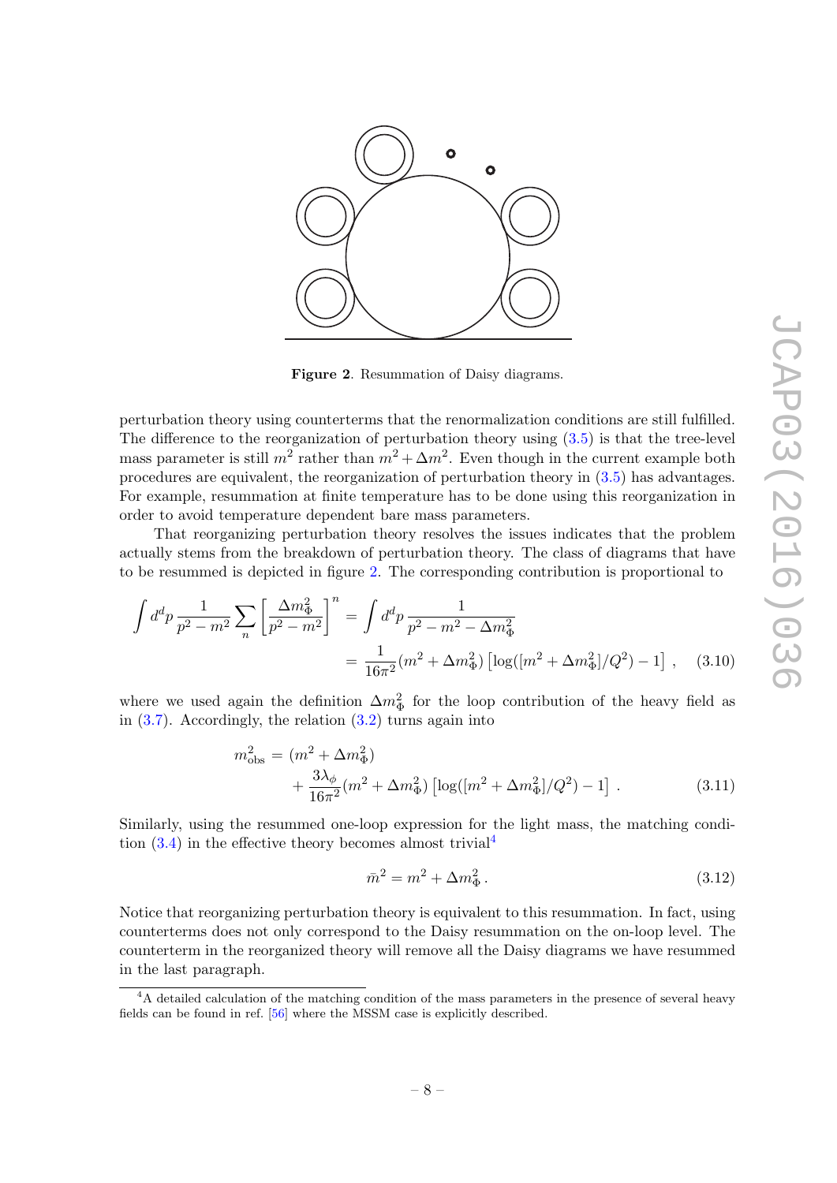Figure 2. Resummation of Daisy diagrams.

perturbation theory using counterterms that the renormalization conditions are still fulfilled. The difference to the reorganization of perturbation theory using (3.5) is that the tree-level mass parameter is still $m^2$ rather than $m^2 + \Delta m^2$. Even though in the current example both procedures are equivalent, the reorganization of perturbation theory in (3.5) has advantages. For example, resummation at finite temperature has to be done using this reorganization in order to avoid temperature dependent bare mass parameters.

That reorganizing perturbation theory resolves the issues indicates that the problem actually stems from the breakdown of perturbation theory. The class of diagrams that have to be resummed is depicted in figure 2. The corresponding contribution is proportional to

$$\int d^d p \, \frac{1}{p^2 - m^2} \sum_n \left[ \frac{\Delta m_\Phi^2}{p^2 - m^2} \right]^n = \int d^d p \, \frac{1}{p^2 - m^2 - \Delta m_\Phi^2}$$
$$= \frac{1}{16\pi^2} (m^2 + \Delta m_\Phi^2) \left[ \log([m^2 + \Delta m_\Phi^2]/Q^2) - 1 \right] , \qquad (3.10)$$

where we used again the definition $\Delta m_\Phi^2$ for the loop contribution of the heavy field as in (3.7). Accordingly, the relation (3.2) turns again into

$$m_{\rm obs}^2 = (m^2 + \Delta m_\Phi^2) + \frac{3\lambda_\phi}{16\pi^2} (m^2 + \Delta m_\Phi^2) \left[ \log([m^2 + \Delta m_\Phi^2]/Q^2) - 1 \right] . \qquad (3.11)$$

Similarly, using the resummed one-loop expression for the light mass, the matching condition (3.4) in the effective theory becomes almost trivial[4]

$$\bar{m}^2 = m^2 + \Delta m_\Phi^2 . \qquad (3.12)$$

Notice that reorganizing perturbation theory is equivalent to this resummation. In fact, using counterterms does not only correspond to the Daisy resummation on the on-loop level. The counterterm in the reorganized theory will remove all the Daisy diagrams we have resummed in the last paragraph.

[4]A detailed calculation of the matching condition of the mass parameters in the presence of several heavy fields can be found in ref. [56] where the MSSM case is explicitly described.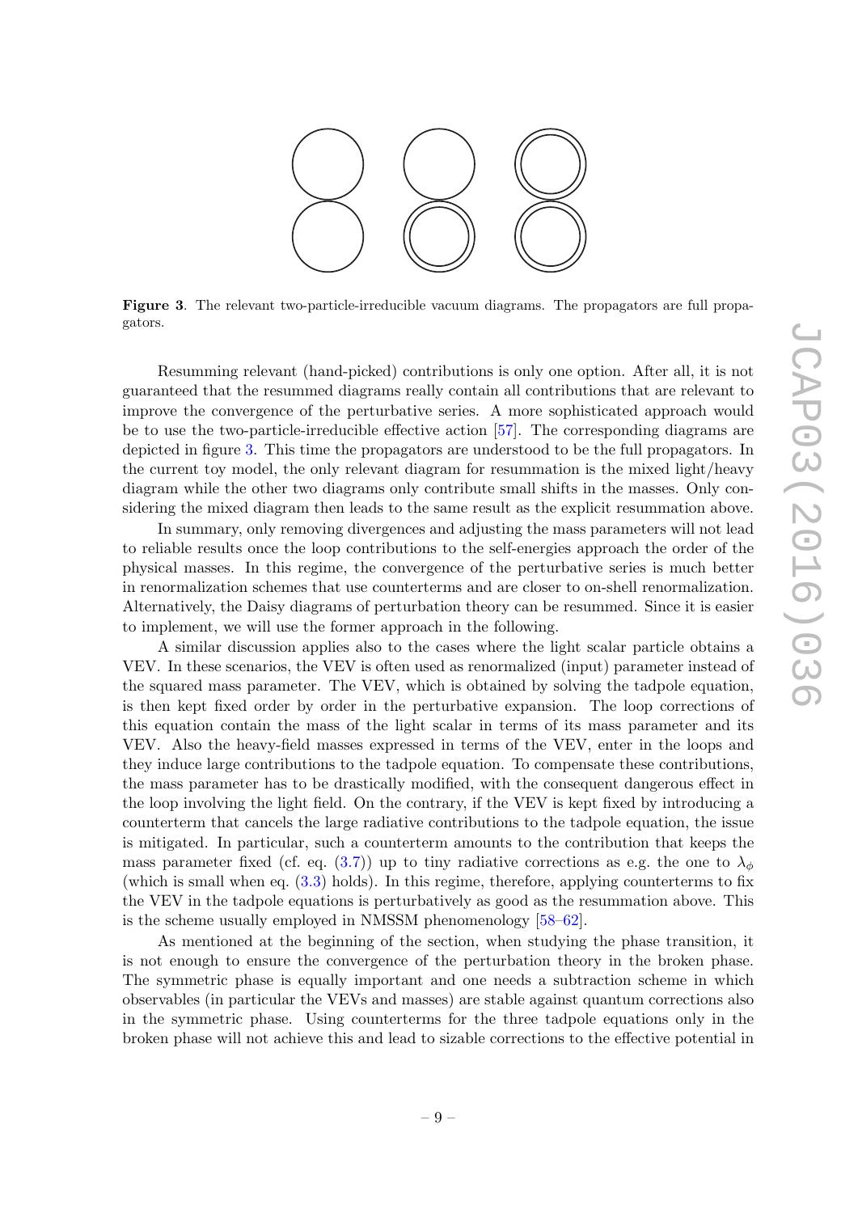**Figure 3**. The relevant two-particle-irreducible vacuum diagrams. The propagators are full propagators.

Resumming relevant (hand-picked) contributions is only one option. After all, it is not guaranteed that the resummed diagrams really contain all contributions that are relevant to improve the convergence of the perturbative series. A more sophisticated approach would be to use the two-particle-irreducible effective action [57]. The corresponding diagrams are depicted in figure 3. This time the propagators are understood to be the full propagators. In the current toy model, the only relevant diagram for resummation is the mixed light/heavy diagram while the other two diagrams only contribute small shifts in the masses. Only considering the mixed diagram then leads to the same result as the explicit resummation above.

In summary, only removing divergences and adjusting the mass parameters will not lead to reliable results once the loop contributions to the self-energies approach the order of the physical masses. In this regime, the convergence of the perturbative series is much better in renormalization schemes that use counterterms and are closer to on-shell renormalization. Alternatively, the Daisy diagrams of perturbation theory can be resummed. Since it is easier to implement, we will use the former approach in the following.

A similar discussion applies also to the cases where the light scalar particle obtains a VEV. In these scenarios, the VEV is often used as renormalized (input) parameter instead of the squared mass parameter. The VEV, which is obtained by solving the tadpole equation, is then kept fixed order by order in the perturbative expansion. The loop corrections of this equation contain the mass of the light scalar in terms of its mass parameter and its VEV. Also the heavy-field masses expressed in terms of the VEV, enter in the loops and they induce large contributions to the tadpole equation. To compensate these contributions, the mass parameter has to be drastically modified, with the consequent dangerous effect in the loop involving the light field. On the contrary, if the VEV is kept fixed by introducing a counterterm that cancels the large radiative contributions to the tadpole equation, the issue is mitigated. In particular, such a counterterm amounts to the contribution that keeps the mass parameter fixed (cf. eq. (3.7)) up to tiny radiative corrections as e.g. the one to $\lambda_\phi$ (which is small when eq. (3.3) holds). In this regime, therefore, applying counterterms to fix the VEV in the tadpole equations is perturbatively as good as the resummation above. This is the scheme usually employed in NMSSM phenomenology [58–62].

As mentioned at the beginning of the section, when studying the phase transition, it is not enough to ensure the convergence of the perturbation theory in the broken phase. The symmetric phase is equally important and one needs a subtraction scheme in which observables (in particular the VEVs and masses) are stable against quantum corrections also in the symmetric phase. Using counterterms for the three tadpole equations only in the broken phase will not achieve this and lead to sizable corrections to the effective potential in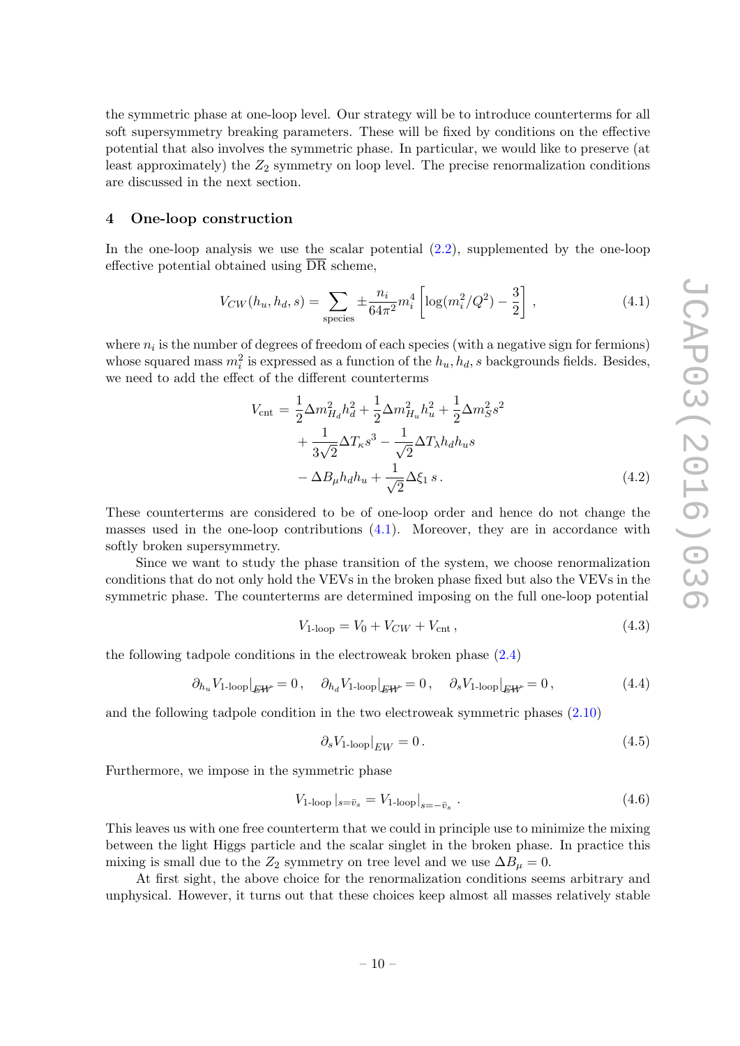the symmetric phase at one-loop level. Our strategy will be to introduce counterterms for all soft supersymmetry breaking parameters. These will be fixed by conditions on the effective potential that also involves the symmetric phase. In particular, we would like to preserve (at least approximately) the $Z_2$ symmetry on loop level. The precise renormalization conditions are discussed in the next section.

## 4 One-loop construction

In the one-loop analysis we use the scalar potential (2.2), supplemented by the one-loop effective potential obtained using $\overline{\text{DR}}$ scheme,

$$V_{CW}(h_u, h_d, s) = \sum_{\text{species}} \pm \frac{n_i}{64\pi^2} m_i^4 \left[ \log(m_i^2/Q^2) - \frac{3}{2} \right] , \tag{4.1}$$

where $n_i$ is the number of degrees of freedom of each species (with a negative sign for fermions) whose squared mass $m_i^2$ is expressed as a function of the $h_u, h_d, s$ backgrounds fields. Besides, we need to add the effect of the different counterterms

$$\begin{aligned} V_{\text{cnt}} = &\frac{1}{2}\Delta m_{H_d}^2 h_d^2 + \frac{1}{2}\Delta m_{H_u}^2 h_u^2 + \frac{1}{2}\Delta m_S^2 s^2 \\ &+ \frac{1}{3\sqrt{2}}\Delta T_\kappa s^3 - \frac{1}{\sqrt{2}}\Delta T_\lambda h_d h_u s \\ &- \Delta B_\mu h_d h_u + \frac{1}{\sqrt{2}}\Delta \xi_1 \, s \, . \end{aligned} \tag{4.2}$$

These counterterms are considered to be of one-loop order and hence do not change the masses used in the one-loop contributions (4.1). Moreover, they are in accordance with softly broken supersymmetry.

Since we want to study the phase transition of the system, we choose renormalization conditions that do not only hold the VEVs in the broken phase fixed but also the VEVs in the symmetric phase. The counterterms are determined imposing on the full one-loop potential

$$V_{\text{1-loop}} = V_0 + V_{CW} + V_{\text{cnt}} \, , \tag{4.3}$$

the following tadpole conditions in the electroweak broken phase (2.4)

$$\partial_{h_u} V_{\text{1-loop}}|_{\not{EW}} = 0 \, , \quad \partial_{h_d} V_{\text{1-loop}}|_{\not{EW}} = 0 \, , \quad \partial_s V_{\text{1-loop}}|_{\not{EW}} = 0 \, , \tag{4.4}$$

and the following tadpole condition in the two electroweak symmetric phases (2.10)

$$\partial_s V_{\text{1-loop}}|_{EW} = 0 \, . \tag{4.5}$$

Furthermore, we impose in the symmetric phase

$$V_{\text{1-loop}} \, |_{s=\bar{v}_s} = V_{\text{1-loop}}|_{s=-\bar{v}_s} \, . \tag{4.6}$$

This leaves us with one free counterterm that we could in principle use to minimize the mixing between the light Higgs particle and the scalar singlet in the broken phase. In practice this mixing is small due to the $Z_2$ symmetry on tree level and we use $\Delta B_\mu = 0$.

At first sight, the above choice for the renormalization conditions seems arbitrary and unphysical. However, it turns out that these choices keep almost all masses relatively stable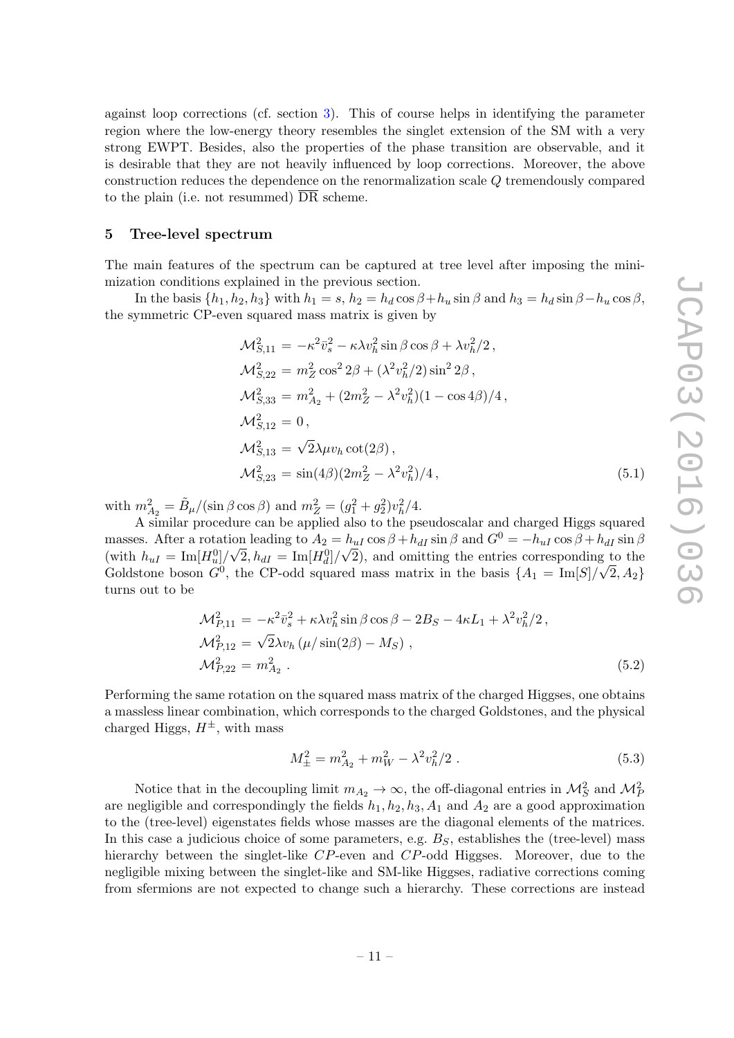against loop corrections (cf. section 3). This of course helps in identifying the parameter region where the low-energy theory resembles the singlet extension of the SM with a very strong EWPT. Besides, also the properties of the phase transition are observable, and it is desirable that they are not heavily influenced by loop corrections. Moreover, the above construction reduces the dependence on the renormalization scale $Q$ tremendously compared to the plain (i.e. not resummed) $\overline{\rm DR}$ scheme.

## 5 Tree-level spectrum

The main features of the spectrum can be captured at tree level after imposing the minimization conditions explained in the previous section.

In the basis $\{h_1, h_2, h_3\}$ with $h_1 = s$, $h_2 = h_d \cos\beta + h_u \sin\beta$ and $h_3 = h_d \sin\beta - h_u \cos\beta$, the symmetric CP-even squared mass matrix is given by

$$
\begin{aligned}
\mathcal{M}^2_{S,11} &= -\kappa^2 \bar{v}_s^2 - \kappa\lambda v_h^2 \sin\beta\cos\beta + \lambda v_h^2/2 \,, \\
\mathcal{M}^2_{S,22} &= m_Z^2 \cos^2 2\beta + (\lambda^2 v_h^2/2)\sin^2 2\beta \,, \\
\mathcal{M}^2_{S,33} &= m_{A_2}^2 + (2m_Z^2 - \lambda^2 v_h^2)(1 - \cos 4\beta)/4 \,, \\
\mathcal{M}^2_{S,12} &= 0 \,, \\
\mathcal{M}^2_{S,13} &= \sqrt{2}\lambda\mu v_h \cot(2\beta) \,, \\
\mathcal{M}^2_{S,23} &= \sin(4\beta)(2m_Z^2 - \lambda^2 v_h^2)/4 \,,
\end{aligned}
\tag{5.1}
$$

with $m_{A_2}^2 = \tilde{B}_\mu/(\sin\beta\cos\beta)$ and $m_Z^2 = (g_1^2 + g_2^2)v_h^2/4$.

A similar procedure can be applied also to the pseudoscalar and charged Higgs squared masses. After a rotation leading to $A_2 = h_{uI}\cos\beta + h_{dI}\sin\beta$ and $G^0 = -h_{uI}\cos\beta + h_{dI}\sin\beta$ (with $h_{uI} = \mathrm{Im}[H_u^0]/\sqrt{2}, h_{dI} = \mathrm{Im}[H_d^0]/\sqrt{2}$), and omitting the entries corresponding to the Goldstone boson $G^0$, the CP-odd squared mass matrix in the basis $\{A_1 = \mathrm{Im}[S]/\sqrt{2}, A_2\}$ turns out to be

$$
\begin{aligned}
\mathcal{M}^2_{P,11} &= -\kappa^2 \bar{v}_s^2 + \kappa\lambda v_h^2 \sin\beta\cos\beta - 2B_S - 4\kappa L_1 + \lambda^2 v_h^2/2 \,, \\
\mathcal{M}^2_{P,12} &= \sqrt{2}\lambda v_h \left(\mu/\sin(2\beta) - M_S\right) \,, \\
\mathcal{M}^2_{P,22} &= m_{A_2}^2 \,.
\end{aligned}
\tag{5.2}
$$

Performing the same rotation on the squared mass matrix of the charged Higgses, one obtains a massless linear combination, which corresponds to the charged Goldstones, and the physical charged Higgs, $H^\pm$, with mass

$$
M_\pm^2 = m_{A_2}^2 + m_W^2 - \lambda^2 v_h^2/2 \,. \tag{5.3}
$$

Notice that in the decoupling limit $m_{A_2} \to \infty$, the off-diagonal entries in $\mathcal{M}_S^2$ and $\mathcal{M}_P^2$ are negligible and correspondingly the fields $h_1, h_2, h_3, A_1$ and $A_2$ are a good approximation to the (tree-level) eigenstates fields whose masses are the diagonal elements of the matrices. In this case a judicious choice of some parameters, e.g. $B_S$, establishes the (tree-level) mass hierarchy between the singlet-like $CP$-even and $CP$-odd Higgses. Moreover, due to the negligible mixing between the singlet-like and SM-like Higgses, radiative corrections coming from sfermions are not expected to change such a hierarchy. These corrections are instead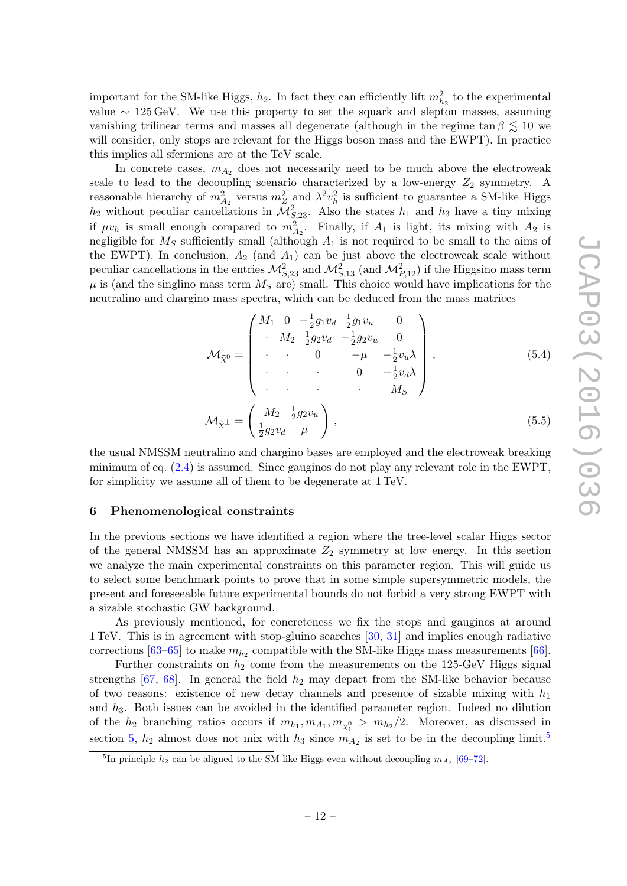important for the SM-like Higgs, $h_2$. In fact they can efficiently lift $m^2_{h_2}$ to the experimental value $\sim 125\,\text{GeV}$. We use this property to set the squark and slepton masses, assuming vanishing trilinear terms and masses all degenerate (although in the regime $\tan\beta \lesssim 10$ we will consider, only stops are relevant for the Higgs boson mass and the EWPT). In practice this implies all sfermions are at the TeV scale.

In concrete cases, $m_{A_2}$ does not necessarily need to be much above the electroweak scale to lead to the decoupling scenario characterized by a low-energy $Z_2$ symmetry. A reasonable hierarchy of $m^2_{A_2}$ versus $m^2_Z$ and $\lambda^2 v_h^2$ is sufficient to guarantee a SM-like Higgs $h_2$ without peculiar cancellations in $\mathcal{M}^2_{S,23}$. Also the states $h_1$ and $h_3$ have a tiny mixing if $\mu v_h$ is small enough compared to $m^2_{A_2}$. Finally, if $A_1$ is light, its mixing with $A_2$ is negligible for $M_S$ sufficiently small (although $A_1$ is not required to be small to the aims of the EWPT). In conclusion, $A_2$ (and $A_1$) can be just above the electroweak scale without peculiar cancellations in the entries $\mathcal{M}^2_{S,23}$ and $\mathcal{M}^2_{S,13}$ (and $\mathcal{M}^2_{P,12}$) if the Higgsino mass term $\mu$ is (and the singlino mass term $M_S$ are) small. This choice would have implications for the neutralino and chargino mass spectra, which can be deduced from the mass matrices

$$\mathcal{M}_{\tilde{\chi}^0} = \begin{pmatrix} M_1 & 0 & -\frac{1}{2}g_1 v_d & \frac{1}{2}g_1 v_u & 0 \\ \cdot & M_2 & \frac{1}{2}g_2 v_d & -\frac{1}{2}g_2 v_u & 0 \\ \cdot & \cdot & 0 & -\mu & -\frac{1}{2}v_u\lambda \\ \cdot & \cdot & \cdot & 0 & -\frac{1}{2}v_d\lambda \\ \cdot & \cdot & \cdot & \cdot & M_S \end{pmatrix}, \tag{5.4}$$

$$\mathcal{M}_{\tilde{\chi}^\pm} = \begin{pmatrix} M_2 & \frac{1}{2}g_2 v_u \\ \frac{1}{2}g_2 v_d & \mu \end{pmatrix}, \tag{5.5}$$

the usual NMSSM neutralino and chargino bases are employed and the electroweak breaking minimum of eq. (2.4) is assumed. Since gauginos do not play any relevant role in the EWPT, for simplicity we assume all of them to be degenerate at 1 TeV.

## 6 Phenomenological constraints

In the previous sections we have identified a region where the tree-level scalar Higgs sector of the general NMSSM has an approximate $Z_2$ symmetry at low energy. In this section we analyze the main experimental constraints on this parameter region. This will guide us to select some benchmark points to prove that in some simple supersymmetric models, the present and foreseeable future experimental bounds do not forbid a very strong EWPT with a sizable stochastic GW background.

As previously mentioned, for concreteness we fix the stops and gauginos at around 1 TeV. This is in agreement with stop-gluino searches [30, 31] and implies enough radiative corrections [63–65] to make $m_{h_2}$ compatible with the SM-like Higgs mass measurements [66].

Further constraints on $h_2$ come from the measurements on the 125-GeV Higgs signal strengths [67, 68]. In general the field $h_2$ may depart from the SM-like behavior because of two reasons: existence of new decay channels and presence of sizable mixing with $h_1$ and $h_3$. Both issues can be avoided in the identified parameter region. Indeed no dilution of the $h_2$ branching ratios occurs if $m_{h_1}, m_{A_1}, m_{\chi^0_1} > m_{h_2}/2$. Moreover, as discussed in section 5, $h_2$ almost does not mix with $h_3$ since $m_{A_2}$ is set to be in the decoupling limit.[5]

[5] In principle $h_2$ can be aligned to the SM-like Higgs even without decoupling $m_{A_2}$ [69–72].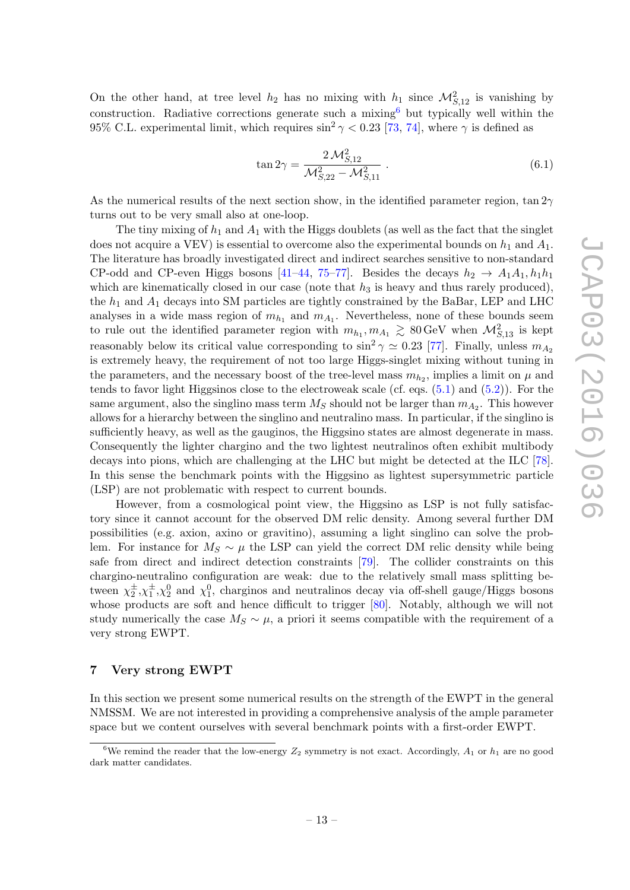On the other hand, at tree level $h_2$ has no mixing with $h_1$ since $\mathcal{M}^2_{S,12}$ is vanishing by construction. Radiative corrections generate such a mixing[6] but typically well within the 95% C.L. experimental limit, which requires $\sin^2\gamma < 0.23$ [73, 74], where $\gamma$ is defined as

$$\tan 2\gamma = \frac{2\,\mathcal{M}^2_{S,12}}{\mathcal{M}^2_{S,22} - \mathcal{M}^2_{S,11}}\,. \tag{6.1}$$

As the numerical results of the next section show, in the identified parameter region, $\tan 2\gamma$ turns out to be very small also at one-loop.

The tiny mixing of $h_1$ and $A_1$ with the Higgs doublets (as well as the fact that the singlet does not acquire a VEV) is essential to overcome also the experimental bounds on $h_1$ and $A_1$. The literature has broadly investigated direct and indirect searches sensitive to non-standard CP-odd and CP-even Higgs bosons [41–44, 75–77]. Besides the decays $h_2 \to A_1 A_1, h_1 h_1$ which are kinematically closed in our case (note that $h_3$ is heavy and thus rarely produced), the $h_1$ and $A_1$ decays into SM particles are tightly constrained by the BaBar, LEP and LHC analyses in a wide mass region of $m_{h_1}$ and $m_{A_1}$. Nevertheless, none of these bounds seem to rule out the identified parameter region with $m_{h_1}, m_{A_1} \gtrsim 80\,\text{GeV}$ when $\mathcal{M}^2_{S,13}$ is kept reasonably below its critical value corresponding to $\sin^2\gamma \simeq 0.23$ [77]. Finally, unless $m_{A_2}$ is extremely heavy, the requirement of not too large Higgs-singlet mixing without tuning in the parameters, and the necessary boost of the tree-level mass $m_{h_2}$, implies a limit on $\mu$ and tends to favor light Higgsinos close to the electroweak scale (cf. eqs. (5.1) and (5.2)). For the same argument, also the singlino mass term $M_S$ should not be larger than $m_{A_2}$. This however allows for a hierarchy between the singlino and neutralino mass. In particular, if the singlino is sufficiently heavy, as well as the gauginos, the Higgsino states are almost degenerate in mass. Consequently the lighter chargino and the two lightest neutralinos often exhibit multibody decays into pions, which are challenging at the LHC but might be detected at the ILC [78]. In this sense the benchmark points with the Higgsino as lightest supersymmetric particle (LSP) are not problematic with respect to current bounds.

However, from a cosmological point view, the Higgsino as LSP is not fully satisfactory since it cannot account for the observed DM relic density. Among several further DM possibilities (e.g. axion, axino or gravitino), assuming a light singlino can solve the problem. For instance for $M_S \sim \mu$ the LSP can yield the correct DM relic density while being safe from direct and indirect detection constraints [79]. The collider constraints on this chargino-neutralino configuration are weak: due to the relatively small mass splitting between $\chi_2^\pm, \chi_1^\pm, \chi_2^0$ and $\chi_1^0$, charginos and neutralinos decay via off-shell gauge/Higgs bosons whose products are soft and hence difficult to trigger [80]. Notably, although we will not study numerically the case $M_S \sim \mu$, a priori it seems compatible with the requirement of a very strong EWPT.

## 7 Very strong EWPT

In this section we present some numerical results on the strength of the EWPT in the general NMSSM. We are not interested in providing a comprehensive analysis of the ample parameter space but we content ourselves with several benchmark points with a first-order EWPT.

[6] We remind the reader that the low-energy $Z_2$ symmetry is not exact. Accordingly, $A_1$ or $h_1$ are no good dark matter candidates.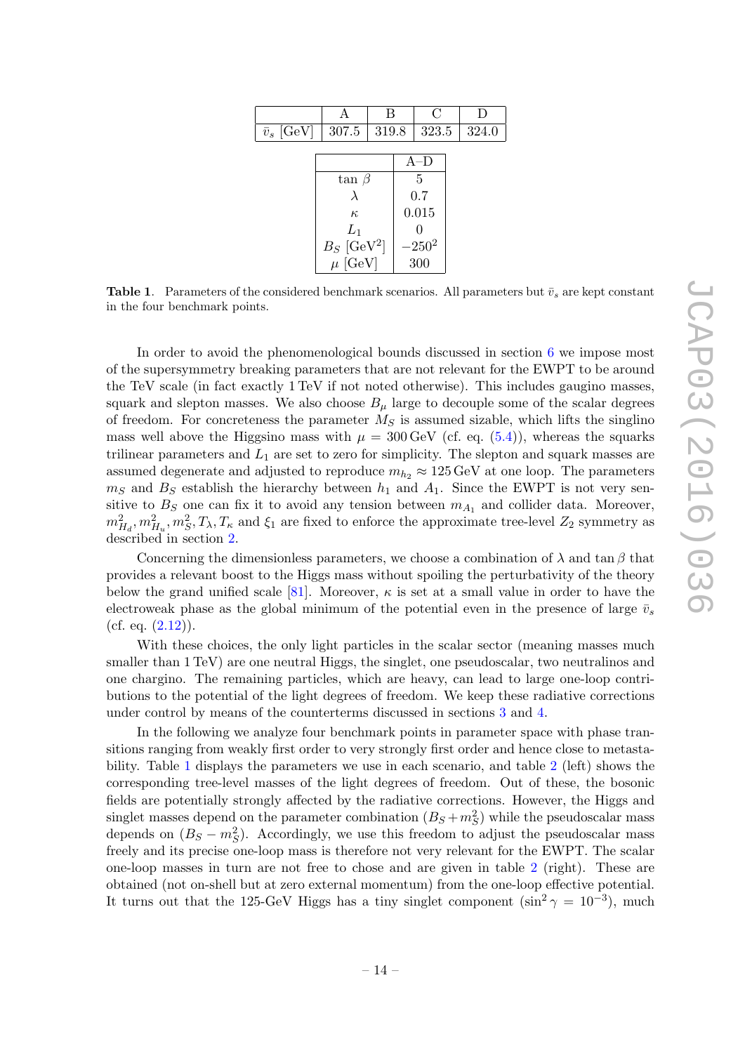| | A | B | C | D |
|---|---|---|---|---|
| $\bar{v}_s$ [GeV] | 307.5 | 319.8 | 323.5 | 324.0 |

| | A–D |
|---|---|
| $\tan\beta$ | 5 |
| $\lambda$ | 0.7 |
| $\kappa$ | 0.015 |
| $L_1$ | 0 |
| $B_S$ [GeV$^2$] | $-250^2$ |
| $\mu$ [GeV] | 300 |

**Table 1**. Parameters of the considered benchmark scenarios. All parameters but $\bar{v}_s$ are kept constant in the four benchmark points.

In order to avoid the phenomenological bounds discussed in section 6 we impose most of the supersymmetry breaking parameters that are not relevant for the EWPT to be around the TeV scale (in fact exactly 1 TeV if not noted otherwise). This includes gaugino masses, squark and slepton masses. We also choose $B_\mu$ large to decouple some of the scalar degrees of freedom. For concreteness the parameter $M_S$ is assumed sizable, which lifts the singlino mass well above the Higgsino mass with $\mu = 300\,\text{GeV}$ (cf. eq. (5.4)), whereas the squarks trilinear parameters and $L_1$ are set to zero for simplicity. The slepton and squark masses are assumed degenerate and adjusted to reproduce $m_{h_2} \approx 125\,\text{GeV}$ at one loop. The parameters $m_S$ and $B_S$ establish the hierarchy between $h_1$ and $A_1$. Since the EWPT is not very sensitive to $B_S$ one can fix it to avoid any tension between $m_{A_1}$ and collider data. Moreover, $m^2_{H_d}, m^2_{H_u}, m^2_S, T_\lambda, T_\kappa$ and $\xi_1$ are fixed to enforce the approximate tree-level $Z_2$ symmetry as described in section 2.

Concerning the dimensionless parameters, we choose a combination of $\lambda$ and $\tan\beta$ that provides a relevant boost to the Higgs mass without spoiling the perturbativity of the theory below the grand unified scale [81]. Moreover, $\kappa$ is set at a small value in order to have the electroweak phase as the global minimum of the potential even in the presence of large $\bar{v}_s$ (cf. eq. (2.12)).

With these choices, the only light particles in the scalar sector (meaning masses much smaller than 1 TeV) are one neutral Higgs, the singlet, one pseudoscalar, two neutralinos and one chargino. The remaining particles, which are heavy, can lead to large one-loop contributions to the potential of the light degrees of freedom. We keep these radiative corrections under control by means of the counterterms discussed in sections 3 and 4.

In the following we analyze four benchmark points in parameter space with phase transitions ranging from weakly first order to very strongly first order and hence close to metastability. Table 1 displays the parameters we use in each scenario, and table 2 (left) shows the corresponding tree-level masses of the light degrees of freedom. Out of these, the bosonic fields are potentially strongly affected by the radiative corrections. However, the Higgs and singlet masses depend on the parameter combination $(B_S + m_S^2)$ while the pseudoscalar mass depends on $(B_S - m_S^2)$. Accordingly, we use this freedom to adjust the pseudoscalar mass freely and its precise one-loop mass is therefore not very relevant for the EWPT. The scalar one-loop masses in turn are not free to chose and are given in table 2 (right). These are obtained (not on-shell but at zero external momentum) from the one-loop effective potential. It turns out that the 125-GeV Higgs has a tiny singlet component ($\sin^2\gamma = 10^{-3}$), much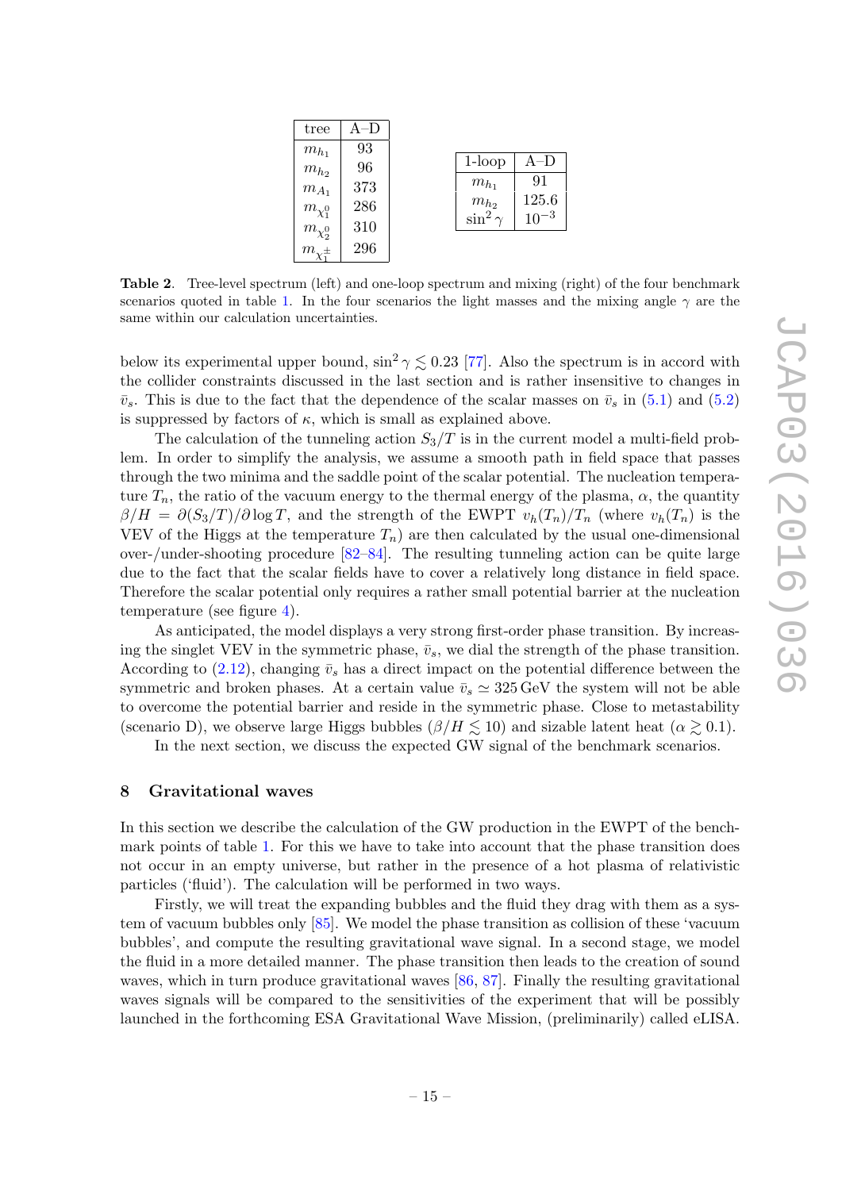| tree | A–D |
|---|---|
| $m_{h_1}$ | 93 |
| $m_{h_2}$ | 96 |
| $m_{A_1}$ | 373 |
| $m_{\chi_1^0}$ | 286 |
| $m_{\chi_2^0}$ | 310 |
| $m_{\chi_1^\pm}$ | 296 |

| 1-loop | A–D |
|---|---|
| $m_{h_1}$ | 91 |
| $m_{h_2}$ | 125.6 |
| $\sin^2\gamma$ | $10^{-3}$ |

**Table 2**. Tree-level spectrum (left) and one-loop spectrum and mixing (right) of the four benchmark scenarios quoted in table 1. In the four scenarios the light masses and the mixing angle $\gamma$ are the same within our calculation uncertainties.

below its experimental upper bound, $\sin^2\gamma \lesssim 0.23$ [77]. Also the spectrum is in accord with the collider constraints discussed in the last section and is rather insensitive to changes in $\bar{v}_s$. This is due to the fact that the dependence of the scalar masses on $\bar{v}_s$ in (5.1) and (5.2) is suppressed by factors of $\kappa$, which is small as explained above.

The calculation of the tunneling action $S_3/T$ is in the current model a multi-field problem. In order to simplify the analysis, we assume a smooth path in field space that passes through the two minima and the saddle point of the scalar potential. The nucleation temperature $T_n$, the ratio of the vacuum energy to the thermal energy of the plasma, $\alpha$, the quantity $\beta/H = \partial(S_3/T)/\partial \log T$, and the strength of the EWPT $v_h(T_n)/T_n$ (where $v_h(T_n)$ is the VEV of the Higgs at the temperature $T_n$) are then calculated by the usual one-dimensional over-/under-shooting procedure [82–84]. The resulting tunneling action can be quite large due to the fact that the scalar fields have to cover a relatively long distance in field space. Therefore the scalar potential only requires a rather small potential barrier at the nucleation temperature (see figure 4).

As anticipated, the model displays a very strong first-order phase transition. By increasing the singlet VEV in the symmetric phase, $\bar{v}_s$, we dial the strength of the phase transition. According to (2.12), changing $\bar{v}_s$ has a direct impact on the potential difference between the symmetric and broken phases. At a certain value $\bar{v}_s \simeq 325\,\text{GeV}$ the system will not be able to overcome the potential barrier and reside in the symmetric phase. Close to metastability (scenario D), we observe large Higgs bubbles ($\beta/H \lesssim 10$) and sizable latent heat ($\alpha \gtrsim 0.1$).

In the next section, we discuss the expected GW signal of the benchmark scenarios.

## 8 Gravitational waves

In this section we describe the calculation of the GW production in the EWPT of the benchmark points of table 1. For this we have to take into account that the phase transition does not occur in an empty universe, but rather in the presence of a hot plasma of relativistic particles ('fluid'). The calculation will be performed in two ways.

Firstly, we will treat the expanding bubbles and the fluid they drag with them as a system of vacuum bubbles only [85]. We model the phase transition as collision of these 'vacuum bubbles', and compute the resulting gravitational wave signal. In a second stage, we model the fluid in a more detailed manner. The phase transition then leads to the creation of sound waves, which in turn produce gravitational waves [86, 87]. Finally the resulting gravitational waves signals will be compared to the sensitivities of the experiment that will be possibly launched in the forthcoming ESA Gravitational Wave Mission, (preliminarily) called eLISA.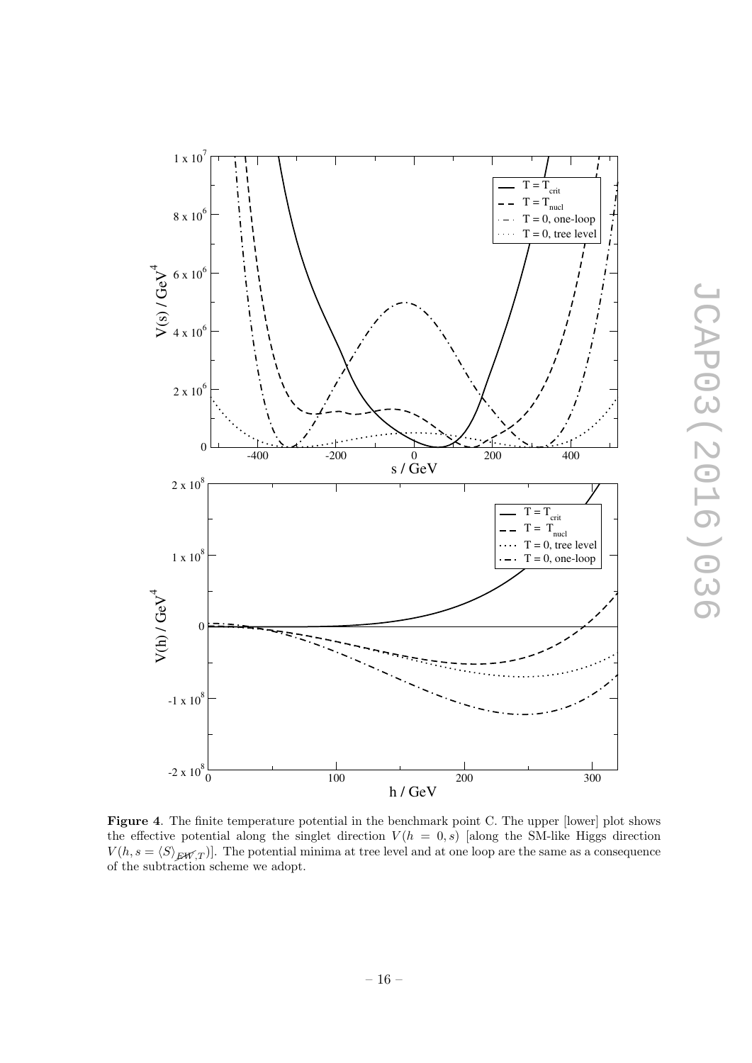**Figure 4**. The finite temperature potential in the benchmark point C. The upper [lower] plot shows the effective potential along the singlet direction $V(h = 0, s)$ [along the SM-like Higgs direction $V(h, s = \langle S \rangle_{\not{EW},T})$]. The potential minima at tree level and at one loop are the same as a consequence of the subtraction scheme we adopt.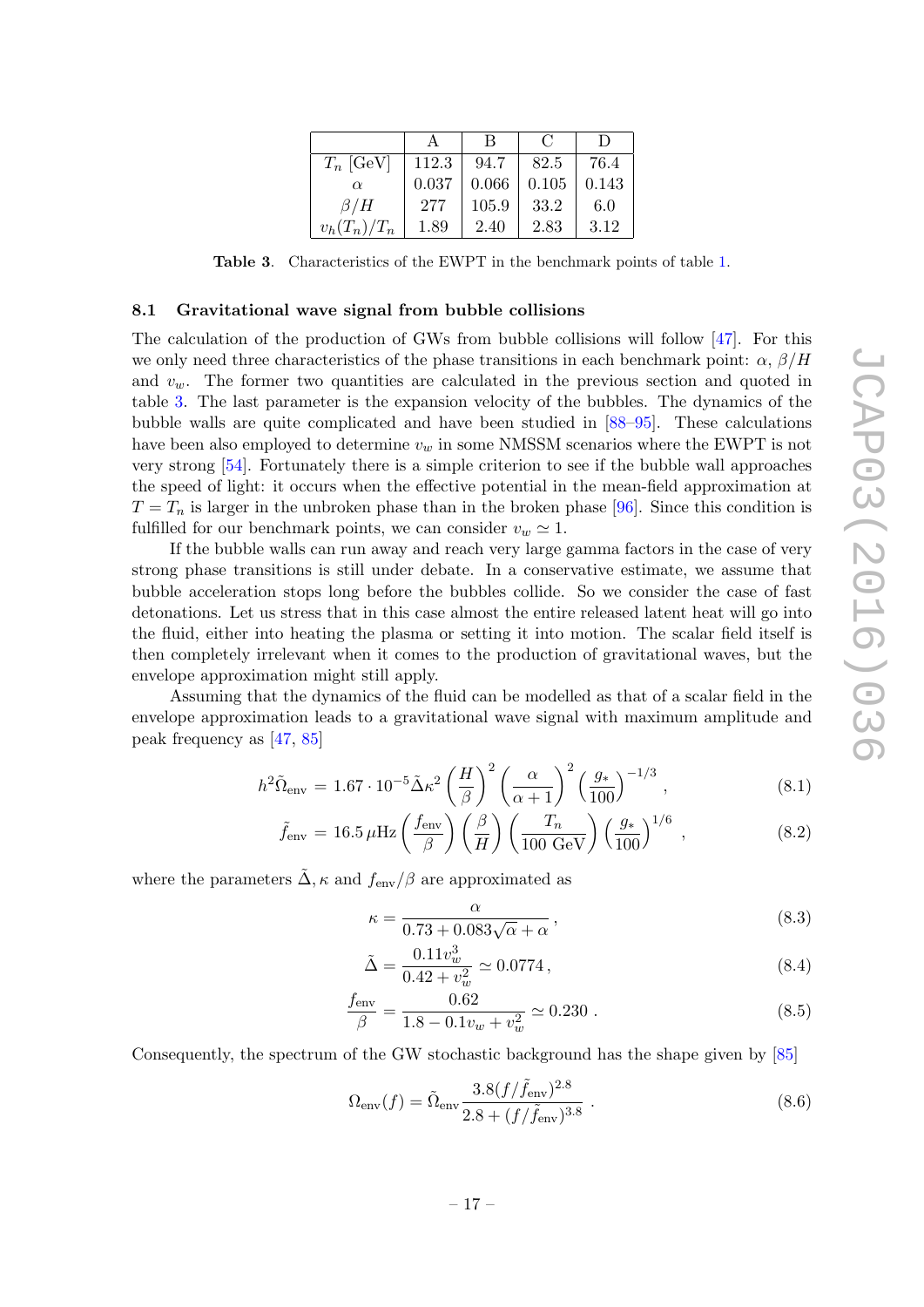| | A | B | C | D |
|---|---|---|---|---|
| $T_n$ [GeV] | 112.3 | 94.7 | 82.5 | 76.4 |
| $\alpha$ | 0.037 | 0.066 | 0.105 | 0.143 |
| $\beta/H$ | 277 | 105.9 | 33.2 | 6.0 |
| $v_h(T_n)/T_n$ | 1.89 | 2.40 | 2.83 | 3.12 |

**Table 3**. Characteristics of the EWPT in the benchmark points of table 1.

### 8.1 Gravitational wave signal from bubble collisions

The calculation of the production of GWs from bubble collisions will follow [47]. For this we only need three characteristics of the phase transitions in each benchmark point: $\alpha$, $\beta/H$ and $v_w$. The former two quantities are calculated in the previous section and quoted in table 3. The last parameter is the expansion velocity of the bubbles. The dynamics of the bubble walls are quite complicated and have been studied in [88–95]. These calculations have been also employed to determine $v_w$ in some NMSSM scenarios where the EWPT is not very strong [54]. Fortunately there is a simple criterion to see if the bubble wall approaches the speed of light: it occurs when the effective potential in the mean-field approximation at $T = T_n$ is larger in the unbroken phase than in the broken phase [96]. Since this condition is fulfilled for our benchmark points, we can consider $v_w \simeq 1$.

If the bubble walls can run away and reach very large gamma factors in the case of very strong phase transitions is still under debate. In a conservative estimate, we assume that bubble acceleration stops long before the bubbles collide. So we consider the case of fast detonations. Let us stress that in this case almost the entire released latent heat will go into the fluid, either into heating the plasma or setting it into motion. The scalar field itself is then completely irrelevant when it comes to the production of gravitational waves, but the envelope approximation might still apply.

Assuming that the dynamics of the fluid can be modelled as that of a scalar field in the envelope approximation leads to a gravitational wave signal with maximum amplitude and peak frequency as [47, 85]

$$h^2\tilde{\Omega}_{\rm env} = 1.67 \cdot 10^{-5} \tilde{\Delta} \kappa^2 \left(\frac{H}{\beta}\right)^2 \left(\frac{\alpha}{\alpha+1}\right)^2 \left(\frac{g_*}{100}\right)^{-1/3}, \tag{8.1}$$

$$\tilde{f}_{\rm env} = 16.5\,\mu{\rm Hz} \left(\frac{f_{\rm env}}{\beta}\right) \left(\frac{\beta}{H}\right) \left(\frac{T_n}{100\ {\rm GeV}}\right) \left(\frac{g_*}{100}\right)^{1/6}, \tag{8.2}$$

where the parameters $\tilde{\Delta}, \kappa$ and $f_{\rm env}/\beta$ are approximated as

$$\kappa = \frac{\alpha}{0.73 + 0.083\sqrt{\alpha} + \alpha}, \tag{8.3}$$

$$\tilde{\Delta} = \frac{0.11 v_w^3}{0.42 + v_w^2} \simeq 0.0774, \tag{8.4}$$

$$\frac{f_{\rm env}}{\beta} = \frac{0.62}{1.8 - 0.1 v_w + v_w^2} \simeq 0.230\,. \tag{8.5}$$

Consequently, the spectrum of the GW stochastic background has the shape given by [85]

$$\Omega_{\rm env}(f) = \tilde{\Omega}_{\rm env} \frac{3.8 (f/\tilde{f}_{\rm env})^{2.8}}{2.8 + (f/\tilde{f}_{\rm env})^{3.8}}\,. \tag{8.6}$$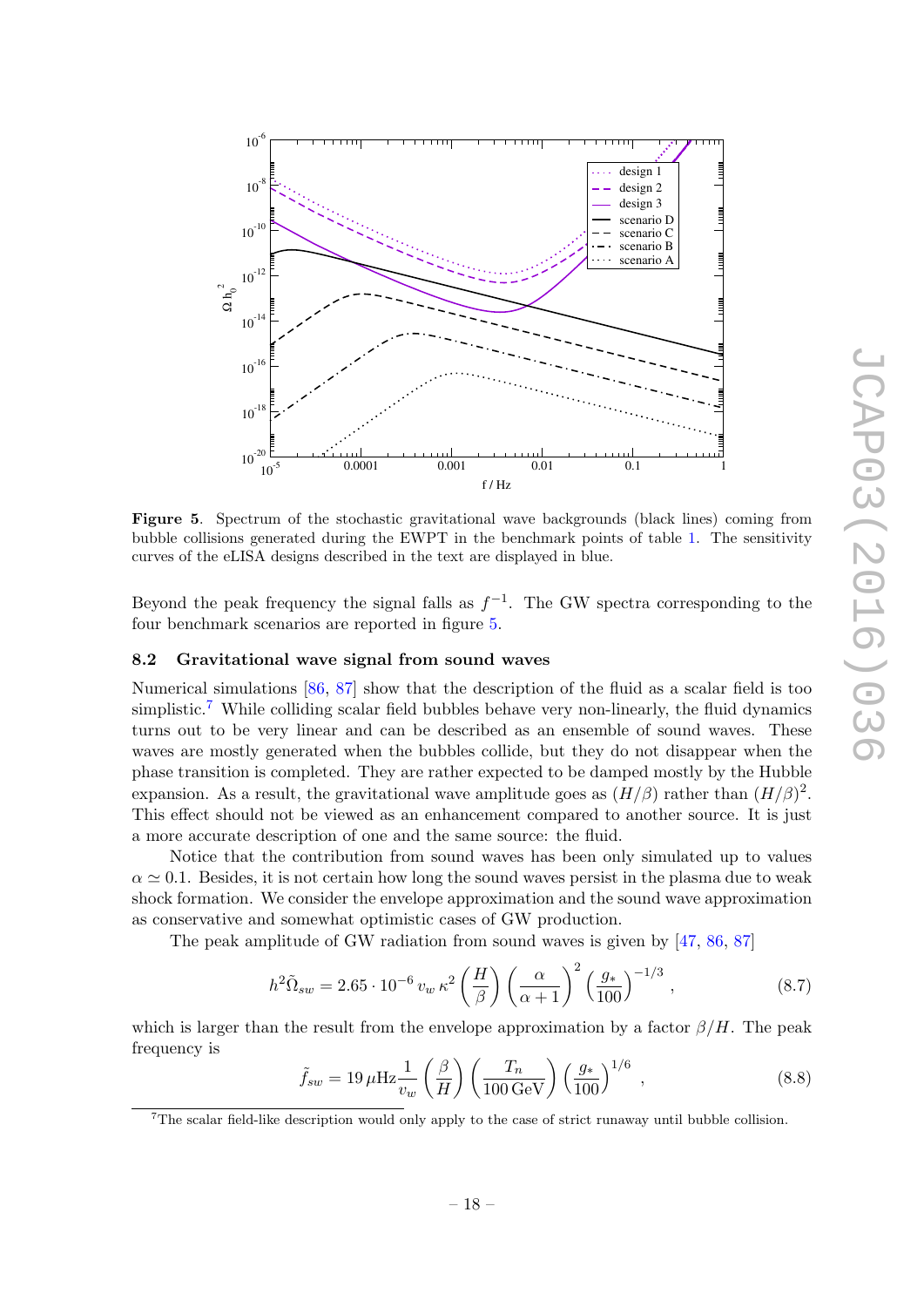**Figure 5**. Spectrum of the stochastic gravitational wave backgrounds (black lines) coming from bubble collisions generated during the EWPT in the benchmark points of table 1. The sensitivity curves of the eLISA designs described in the text are displayed in blue.

Beyond the peak frequency the signal falls as $f^{-1}$. The GW spectra corresponding to the four benchmark scenarios are reported in figure 5.

### 8.2 Gravitational wave signal from sound waves

Numerical simulations [86, 87] show that the description of the fluid as a scalar field is too simplistic.[7] While colliding scalar field bubbles behave very non-linearly, the fluid dynamics turns out to be very linear and can be described as an ensemble of sound waves. These waves are mostly generated when the bubbles collide, but they do not disappear when the phase transition is completed. They are rather expected to be damped mostly by the Hubble expansion. As a result, the gravitational wave amplitude goes as $(H/\beta)$ rather than $(H/\beta)^2$. This effect should not be viewed as an enhancement compared to another source. It is just a more accurate description of one and the same source: the fluid.

Notice that the contribution from sound waves has been only simulated up to values $\alpha \simeq 0.1$. Besides, it is not certain how long the sound waves persist in the plasma due to weak shock formation. We consider the envelope approximation and the sound wave approximation as conservative and somewhat optimistic cases of GW production.

The peak amplitude of GW radiation from sound waves is given by [47, 86, 87]

$$h^2\tilde{\Omega}_{sw} = 2.65 \cdot 10^{-6}\, v_w\, \kappa^2 \left(\frac{H}{\beta}\right) \left(\frac{\alpha}{\alpha+1}\right)^2 \left(\frac{g_*}{100}\right)^{-1/3}, \tag{8.7}$$

which is larger than the result from the envelope approximation by a factor $\beta/H$. The peak frequency is

$$\tilde{f}_{sw} = 19\,\mu\text{Hz}\frac{1}{v_w}\left(\frac{\beta}{H}\right)\left(\frac{T_n}{100\,\text{GeV}}\right)\left(\frac{g_*}{100}\right)^{1/6}, \tag{8.8}$$

[7] The scalar field-like description would only apply to the case of strict runaway until bubble collision.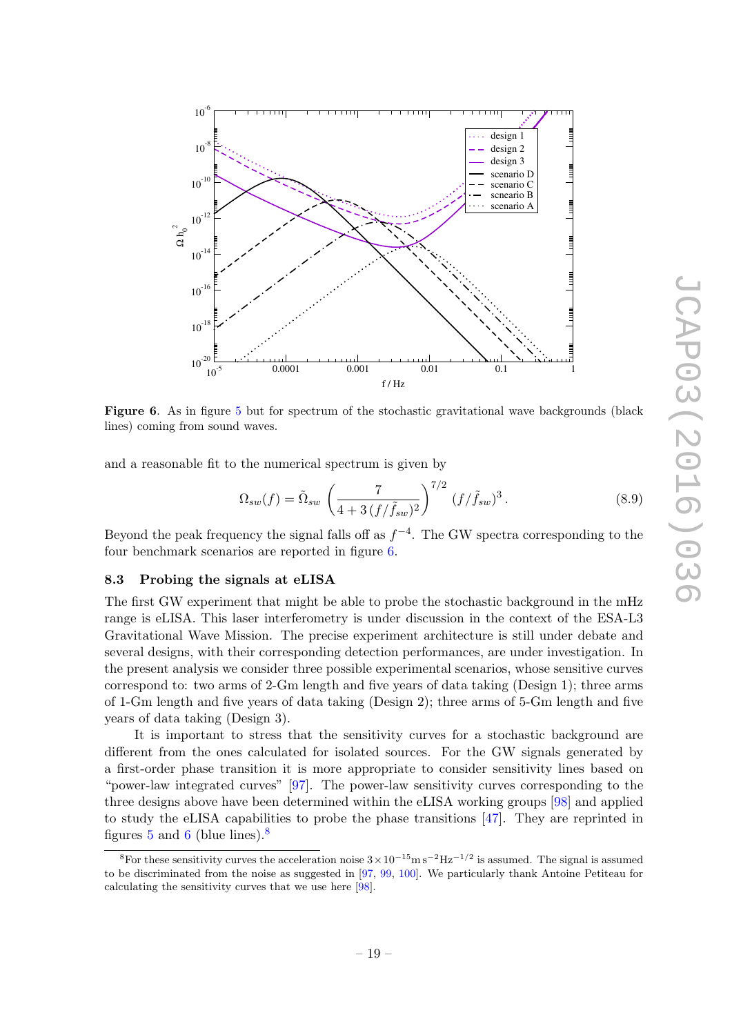Figure 6. As in figure 5 but for spectrum of the stochastic gravitational wave backgrounds (black lines) coming from sound waves.

and a reasonable fit to the numerical spectrum is given by

$$\Omega_{sw}(f) = \tilde{\Omega}_{sw} \left( \frac{7}{4 + 3\,(f/\tilde{f}_{sw})^2} \right)^{7/2} (f/\tilde{f}_{sw})^3 . \tag{8.9}$$

Beyond the peak frequency the signal falls off as $f^{-4}$. The GW spectra corresponding to the four benchmark scenarios are reported in figure 6.

### 8.3 Probing the signals at eLISA

The first GW experiment that might be able to probe the stochastic background in the mHz range is eLISA. This laser interferometry is under discussion in the context of the ESA-L3 Gravitational Wave Mission. The precise experiment architecture is still under debate and several designs, with their corresponding detection performances, are under investigation. In the present analysis we consider three possible experimental scenarios, whose sensitive curves correspond to: two arms of 2-Gm length and five years of data taking (Design 1); three arms of 1-Gm length and five years of data taking (Design 2); three arms of 5-Gm length and five years of data taking (Design 3).

It is important to stress that the sensitivity curves for a stochastic background are different from the ones calculated for isolated sources. For the GW signals generated by a first-order phase transition it is more appropriate to consider sensitivity lines based on "power-law integrated curves" [97]. The power-law sensitivity curves corresponding to the three designs above have been determined within the eLISA working groups [98] and applied to study the eLISA capabilities to probe the phase transitions [47]. They are reprinted in figures 5 and 6 (blue lines).[8]

[8] For these sensitivity curves the acceleration noise $3 \times 10^{-15}\,\mathrm{m\,s^{-2}Hz^{-1/2}}$ is assumed. The signal is assumed to be discriminated from the noise as suggested in [97, 99, 100]. We particularly thank Antoine Petiteau for calculating the sensitivity curves that we use here [98].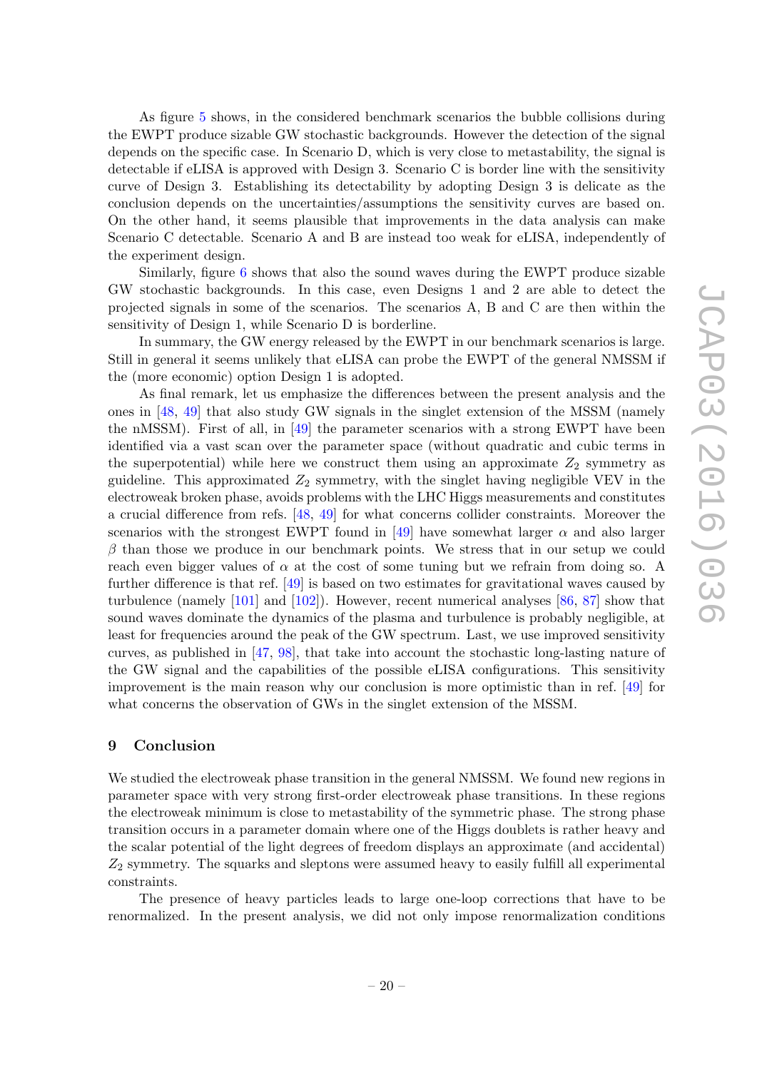As figure 5 shows, in the considered benchmark scenarios the bubble collisions during the EWPT produce sizable GW stochastic backgrounds. However the detection of the signal depends on the specific case. In Scenario D, which is very close to metastability, the signal is detectable if eLISA is approved with Design 3. Scenario C is border line with the sensitivity curve of Design 3. Establishing its detectability by adopting Design 3 is delicate as the conclusion depends on the uncertainties/assumptions the sensitivity curves are based on. On the other hand, it seems plausible that improvements in the data analysis can make Scenario C detectable. Scenario A and B are instead too weak for eLISA, independently of the experiment design.

Similarly, figure 6 shows that also the sound waves during the EWPT produce sizable GW stochastic backgrounds. In this case, even Designs 1 and 2 are able to detect the projected signals in some of the scenarios. The scenarios A, B and C are then within the sensitivity of Design 1, while Scenario D is borderline.

In summary, the GW energy released by the EWPT in our benchmark scenarios is large. Still in general it seems unlikely that eLISA can probe the EWPT of the general NMSSM if the (more economic) option Design 1 is adopted.

As final remark, let us emphasize the differences between the present analysis and the ones in [48, 49] that also study GW signals in the singlet extension of the MSSM (namely the nMSSM). First of all, in [49] the parameter scenarios with a strong EWPT have been identified via a vast scan over the parameter space (without quadratic and cubic terms in the superpotential) while here we construct them using an approximate $Z_2$ symmetry as guideline. This approximated $Z_2$ symmetry, with the singlet having negligible VEV in the electroweak broken phase, avoids problems with the LHC Higgs measurements and constitutes a crucial difference from refs. [48, 49] for what concerns collider constraints. Moreover the scenarios with the strongest EWPT found in [49] have somewhat larger $\alpha$ and also larger $\beta$ than those we produce in our benchmark points. We stress that in our setup we could reach even bigger values of $\alpha$ at the cost of some tuning but we refrain from doing so. A further difference is that ref. [49] is based on two estimates for gravitational waves caused by turbulence (namely [101] and [102]). However, recent numerical analyses [86, 87] show that sound waves dominate the dynamics of the plasma and turbulence is probably negligible, at least for frequencies around the peak of the GW spectrum. Last, we use improved sensitivity curves, as published in [47, 98], that take into account the stochastic long-lasting nature of the GW signal and the capabilities of the possible eLISA configurations. This sensitivity improvement is the main reason why our conclusion is more optimistic than in ref. [49] for what concerns the observation of GWs in the singlet extension of the MSSM.

## 9 Conclusion

We studied the electroweak phase transition in the general NMSSM. We found new regions in parameter space with very strong first-order electroweak phase transitions. In these regions the electroweak minimum is close to metastability of the symmetric phase. The strong phase transition occurs in a parameter domain where one of the Higgs doublets is rather heavy and the scalar potential of the light degrees of freedom displays an approximate (and accidental) $Z_2$ symmetry. The squarks and sleptons were assumed heavy to easily fulfill all experimental constraints.

The presence of heavy particles leads to large one-loop corrections that have to be renormalized. In the present analysis, we did not only impose renormalization conditions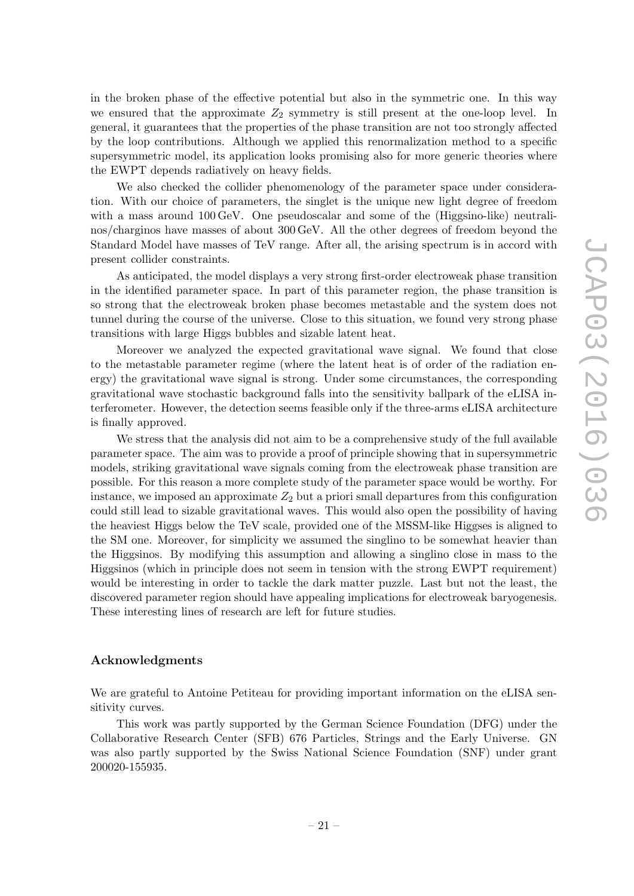in the broken phase of the effective potential but also in the symmetric one. In this way we ensured that the approximate $Z_2$ symmetry is still present at the one-loop level. In general, it guarantees that the properties of the phase transition are not too strongly affected by the loop contributions. Although we applied this renormalization method to a specific supersymmetric model, its application looks promising also for more generic theories where the EWPT depends radiatively on heavy fields.

We also checked the collider phenomenology of the parameter space under consideration. With our choice of parameters, the singlet is the unique new light degree of freedom with a mass around 100 GeV. One pseudoscalar and some of the (Higgsino-like) neutralinos/charginos have masses of about 300 GeV. All the other degrees of freedom beyond the Standard Model have masses of TeV range. After all, the arising spectrum is in accord with present collider constraints.

As anticipated, the model displays a very strong first-order electroweak phase transition in the identified parameter space. In part of this parameter region, the phase transition is so strong that the electroweak broken phase becomes metastable and the system does not tunnel during the course of the universe. Close to this situation, we found very strong phase transitions with large Higgs bubbles and sizable latent heat.

Moreover we analyzed the expected gravitational wave signal. We found that close to the metastable parameter regime (where the latent heat is of order of the radiation energy) the gravitational wave signal is strong. Under some circumstances, the corresponding gravitational wave stochastic background falls into the sensitivity ballpark of the eLISA interferometer. However, the detection seems feasible only if the three-arms eLISA architecture is finally approved.

We stress that the analysis did not aim to be a comprehensive study of the full available parameter space. The aim was to provide a proof of principle showing that in supersymmetric models, striking gravitational wave signals coming from the electroweak phase transition are possible. For this reason a more complete study of the parameter space would be worthy. For instance, we imposed an approximate $Z_2$ but a priori small departures from this configuration could still lead to sizable gravitational waves. This would also open the possibility of having the heaviest Higgs below the TeV scale, provided one of the MSSM-like Higgses is aligned to the SM one. Moreover, for simplicity we assumed the singlino to be somewhat heavier than the Higgsinos. By modifying this assumption and allowing a singlino close in mass to the Higgsinos (which in principle does not seem in tension with the strong EWPT requirement) would be interesting in order to tackle the dark matter puzzle. Last but not the least, the discovered parameter region should have appealing implications for electroweak baryogenesis. These interesting lines of research are left for future studies.

## Acknowledgments

We are grateful to Antoine Petiteau for providing important information on the eLISA sensitivity curves.

This work was partly supported by the German Science Foundation (DFG) under the Collaborative Research Center (SFB) 676 Particles, Strings and the Early Universe. GN was also partly supported by the Swiss National Science Foundation (SNF) under grant 200020-155935.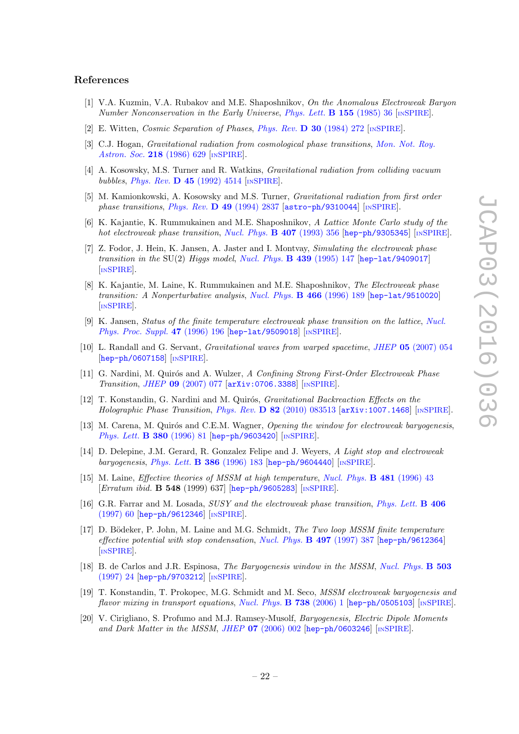## References

[1] V.A. Kuzmin, V.A. Rubakov and M.E. Shaposhnikov, *On the Anomalous Electroweak Baryon Number Nonconservation in the Early Universe*, *Phys. Lett.* **B 155** (1985) 36 [INSPIRE].

[2] E. Witten, *Cosmic Separation of Phases*, *Phys. Rev.* **D 30** (1984) 272 [INSPIRE].

[3] C.J. Hogan, *Gravitational radiation from cosmological phase transitions*, *Mon. Not. Roy. Astron. Soc.* **218** (1986) 629 [INSPIRE].

[4] A. Kosowsky, M.S. Turner and R. Watkins, *Gravitational radiation from colliding vacuum bubbles*, *Phys. Rev.* **D 45** (1992) 4514 [INSPIRE].

[5] M. Kamionkowski, A. Kosowsky and M.S. Turner, *Gravitational radiation from first order phase transitions*, *Phys. Rev.* **D 49** (1994) 2837 [astro-ph/9310044] [INSPIRE].

[6] K. Kajantie, K. Rummukainen and M.E. Shaposhnikov, *A Lattice Monte Carlo study of the hot electroweak phase transition*, *Nucl. Phys.* **B 407** (1993) 356 [hep-ph/9305345] [INSPIRE].

[7] Z. Fodor, J. Hein, K. Jansen, A. Jaster and I. Montvay, *Simulating the electroweak phase transition in the* SU(2) *Higgs model*, *Nucl. Phys.* **B 439** (1995) 147 [hep-lat/9409017] [INSPIRE].

[8] K. Kajantie, M. Laine, K. Rummukainen and M.E. Shaposhnikov, *The Electroweak phase transition: A Nonperturbative analysis*, *Nucl. Phys.* **B 466** (1996) 189 [hep-lat/9510020] [INSPIRE].

[9] K. Jansen, *Status of the finite temperature electroweak phase transition on the lattice*, *Nucl. Phys. Proc. Suppl.* **47** (1996) 196 [hep-lat/9509018] [INSPIRE].

[10] L. Randall and G. Servant, *Gravitational waves from warped spacetime*, *JHEP* **05** (2007) 054 [hep-ph/0607158] [INSPIRE].

[11] G. Nardini, M. Quirós and A. Wulzer, *A Confining Strong First-Order Electroweak Phase Transition*, *JHEP* **09** (2007) 077 [arXiv:0706.3388] [INSPIRE].

[12] T. Konstandin, G. Nardini and M. Quirós, *Gravitational Backreaction Effects on the Holographic Phase Transition*, *Phys. Rev.* **D 82** (2010) 083513 [arXiv:1007.1468] [INSPIRE].

[13] M. Carena, M. Quirós and C.E.M. Wagner, *Opening the window for electroweak baryogenesis*, *Phys. Lett.* **B 380** (1996) 81 [hep-ph/9603420] [INSPIRE].

[14] D. Delepine, J.M. Gerard, R. Gonzalez Felipe and J. Weyers, *A Light stop and electroweak baryogenesis*, *Phys. Lett.* **B 386** (1996) 183 [hep-ph/9604440] [INSPIRE].

[15] M. Laine, *Effective theories of MSSM at high temperature*, *Nucl. Phys.* **B 481** (1996) 43 [*Erratum ibid.* **B 548** (1999) 637] [hep-ph/9605283] [INSPIRE].

[16] G.R. Farrar and M. Losada, *SUSY and the electroweak phase transition*, *Phys. Lett.* **B 406** (1997) 60 [hep-ph/9612346] [INSPIRE].

[17] D. Bödeker, P. John, M. Laine and M.G. Schmidt, *The Two loop MSSM finite temperature effective potential with stop condensation*, *Nucl. Phys.* **B 497** (1997) 387 [hep-ph/9612364] [INSPIRE].

[18] B. de Carlos and J.R. Espinosa, *The Baryogenesis window in the MSSM*, *Nucl. Phys.* **B 503** (1997) 24 [hep-ph/9703212] [INSPIRE].

[19] T. Konstandin, T. Prokopec, M.G. Schmidt and M. Seco, *MSSM electroweak baryogenesis and flavor mixing in transport equations*, *Nucl. Phys.* **B 738** (2006) 1 [hep-ph/0505103] [INSPIRE].

[20] V. Cirigliano, S. Profumo and M.J. Ramsey-Musolf, *Baryogenesis, Electric Dipole Moments and Dark Matter in the MSSM*, *JHEP* **07** (2006) 002 [hep-ph/0603246] [INSPIRE].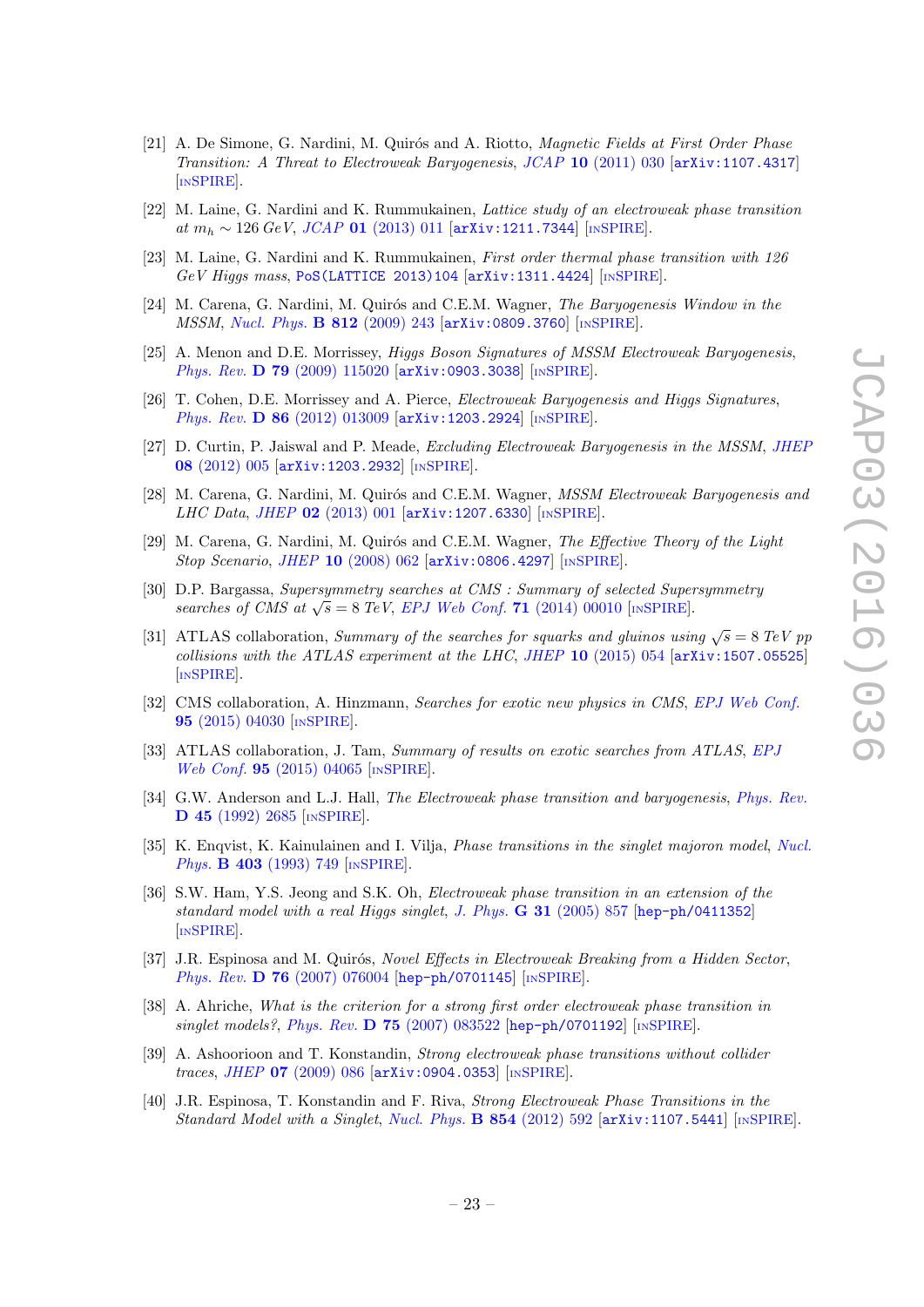[21] A. De Simone, G. Nardini, M. Quirós and A. Riotto, *Magnetic Fields at First Order Phase Transition: A Threat to Electroweak Baryogenesis*, *JCAP* **10** (2011) 030 [arXiv:1107.4317] [INSPIRE].

[22] M. Laine, G. Nardini and K. Rummukainen, *Lattice study of an electroweak phase transition at $m_h \sim 126$ GeV*, *JCAP* **01** (2013) 011 [arXiv:1211.7344] [INSPIRE].

[23] M. Laine, G. Nardini and K. Rummukainen, *First order thermal phase transition with 126 GeV Higgs mass*, PoS(LATTICE 2013)104 [arXiv:1311.4424] [INSPIRE].

[24] M. Carena, G. Nardini, M. Quirós and C.E.M. Wagner, *The Baryogenesis Window in the MSSM*, *Nucl. Phys.* **B 812** (2009) 243 [arXiv:0809.3760] [INSPIRE].

[25] A. Menon and D.E. Morrissey, *Higgs Boson Signatures of MSSM Electroweak Baryogenesis*, *Phys. Rev.* **D 79** (2009) 115020 [arXiv:0903.3038] [INSPIRE].

[26] T. Cohen, D.E. Morrissey and A. Pierce, *Electroweak Baryogenesis and Higgs Signatures*, *Phys. Rev.* **D 86** (2012) 013009 [arXiv:1203.2924] [INSPIRE].

[27] D. Curtin, P. Jaiswal and P. Meade, *Excluding Electroweak Baryogenesis in the MSSM*, *JHEP* **08** (2012) 005 [arXiv:1203.2932] [INSPIRE].

[28] M. Carena, G. Nardini, M. Quirós and C.E.M. Wagner, *MSSM Electroweak Baryogenesis and LHC Data*, *JHEP* **02** (2013) 001 [arXiv:1207.6330] [INSPIRE].

[29] M. Carena, G. Nardini, M. Quirós and C.E.M. Wagner, *The Effective Theory of the Light Stop Scenario*, *JHEP* **10** (2008) 062 [arXiv:0806.4297] [INSPIRE].

[30] D.P. Bargassa, *Supersymmetry searches at CMS : Summary of selected Supersymmetry searches of CMS at $\sqrt{s} = 8$ TeV*, *EPJ Web Conf.* **71** (2014) 00010 [INSPIRE].

[31] ATLAS collaboration, *Summary of the searches for squarks and gluinos using $\sqrt{s} = 8$ TeV pp collisions with the ATLAS experiment at the LHC*, *JHEP* **10** (2015) 054 [arXiv:1507.05525] [INSPIRE].

[32] CMS collaboration, A. Hinzmann, *Searches for exotic new physics in CMS*, *EPJ Web Conf.* **95** (2015) 04030 [INSPIRE].

[33] ATLAS collaboration, J. Tam, *Summary of results on exotic searches from ATLAS*, *EPJ Web Conf.* **95** (2015) 04065 [INSPIRE].

[34] G.W. Anderson and L.J. Hall, *The Electroweak phase transition and baryogenesis*, *Phys. Rev.* **D 45** (1992) 2685 [INSPIRE].

[35] K. Enqvist, K. Kainulainen and I. Vilja, *Phase transitions in the singlet majoron model*, *Nucl. Phys.* **B 403** (1993) 749 [INSPIRE].

[36] S.W. Ham, Y.S. Jeong and S.K. Oh, *Electroweak phase transition in an extension of the standard model with a real Higgs singlet*, *J. Phys.* **G 31** (2005) 857 [hep-ph/0411352] [INSPIRE].

[37] J.R. Espinosa and M. Quirós, *Novel Effects in Electroweak Breaking from a Hidden Sector*, *Phys. Rev.* **D 76** (2007) 076004 [hep-ph/0701145] [INSPIRE].

[38] A. Ahriche, *What is the criterion for a strong first order electroweak phase transition in singlet models?*, *Phys. Rev.* **D 75** (2007) 083522 [hep-ph/0701192] [INSPIRE].

[39] A. Ashoorioon and T. Konstandin, *Strong electroweak phase transitions without collider traces*, *JHEP* **07** (2009) 086 [arXiv:0904.0353] [INSPIRE].

[40] J.R. Espinosa, T. Konstandin and F. Riva, *Strong Electroweak Phase Transitions in the Standard Model with a Singlet*, *Nucl. Phys.* **B 854** (2012) 592 [arXiv:1107.5441] [INSPIRE].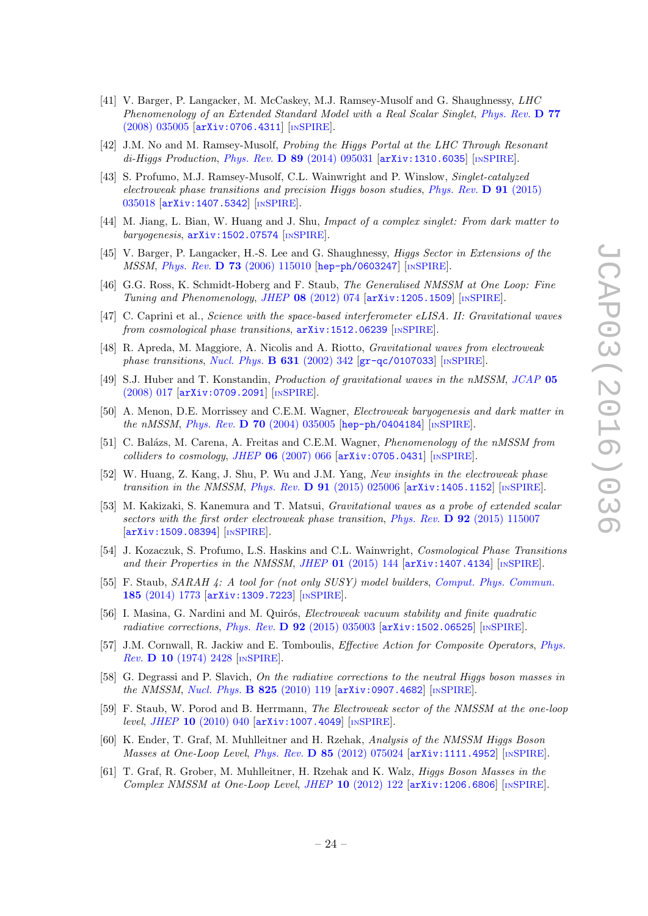[41] V. Barger, P. Langacker, M. McCaskey, M.J. Ramsey-Musolf and G. Shaughnessy, *LHC Phenomenology of an Extended Standard Model with a Real Scalar Singlet*, *Phys. Rev.* **D 77** (2008) 035005 [arXiv:0706.4311] [INSPIRE].

[42] J.M. No and M. Ramsey-Musolf, *Probing the Higgs Portal at the LHC Through Resonant di-Higgs Production*, *Phys. Rev.* **D 89** (2014) 095031 [arXiv:1310.6035] [INSPIRE].

[43] S. Profumo, M.J. Ramsey-Musolf, C.L. Wainwright and P. Winslow, *Singlet-catalyzed electroweak phase transitions and precision Higgs boson studies*, *Phys. Rev.* **D 91** (2015) 035018 [arXiv:1407.5342] [INSPIRE].

[44] M. Jiang, L. Bian, W. Huang and J. Shu, *Impact of a complex singlet: From dark matter to baryogenesis*, arXiv:1502.07574 [INSPIRE].

[45] V. Barger, P. Langacker, H.-S. Lee and G. Shaughnessy, *Higgs Sector in Extensions of the MSSM*, *Phys. Rev.* **D 73** (2006) 115010 [hep-ph/0603247] [INSPIRE].

[46] G.G. Ross, K. Schmidt-Hoberg and F. Staub, *The Generalised NMSSM at One Loop: Fine Tuning and Phenomenology*, *JHEP* **08** (2012) 074 [arXiv:1205.1509] [INSPIRE].

[47] C. Caprini et al., *Science with the space-based interferometer eLISA. II: Gravitational waves from cosmological phase transitions*, arXiv:1512.06239 [INSPIRE].

[48] R. Apreda, M. Maggiore, A. Nicolis and A. Riotto, *Gravitational waves from electroweak phase transitions*, *Nucl. Phys.* **B 631** (2002) 342 [gr-qc/0107033] [INSPIRE].

[49] S.J. Huber and T. Konstandin, *Production of gravitational waves in the nMSSM*, *JCAP* **05** (2008) 017 [arXiv:0709.2091] [INSPIRE].

[50] A. Menon, D.E. Morrissey and C.E.M. Wagner, *Electroweak baryogenesis and dark matter in the nMSSM*, *Phys. Rev.* **D 70** (2004) 035005 [hep-ph/0404184] [INSPIRE].

[51] C. Balázs, M. Carena, A. Freitas and C.E.M. Wagner, *Phenomenology of the nMSSM from colliders to cosmology*, *JHEP* **06** (2007) 066 [arXiv:0705.0431] [INSPIRE].

[52] W. Huang, Z. Kang, J. Shu, P. Wu and J.M. Yang, *New insights in the electroweak phase transition in the NMSSM*, *Phys. Rev.* **D 91** (2015) 025006 [arXiv:1405.1152] [INSPIRE].

[53] M. Kakizaki, S. Kanemura and T. Matsui, *Gravitational waves as a probe of extended scalar sectors with the first order electroweak phase transition*, *Phys. Rev.* **D 92** (2015) 115007 [arXiv:1509.08394] [INSPIRE].

[54] J. Kozaczuk, S. Profumo, L.S. Haskins and C.L. Wainwright, *Cosmological Phase Transitions and their Properties in the NMSSM*, *JHEP* **01** (2015) 144 [arXiv:1407.4134] [INSPIRE].

[55] F. Staub, *SARAH 4: A tool for (not only SUSY) model builders*, *Comput. Phys. Commun.* **185** (2014) 1773 [arXiv:1309.7223] [INSPIRE].

[56] I. Masina, G. Nardini and M. Quirós, *Electroweak vacuum stability and finite quadratic radiative corrections*, *Phys. Rev.* **D 92** (2015) 035003 [arXiv:1502.06525] [INSPIRE].

[57] J.M. Cornwall, R. Jackiw and E. Tomboulis, *Effective Action for Composite Operators*, *Phys. Rev.* **D 10** (1974) 2428 [INSPIRE].

[58] G. Degrassi and P. Slavich, *On the radiative corrections to the neutral Higgs boson masses in the NMSSM*, *Nucl. Phys.* **B 825** (2010) 119 [arXiv:0907.4682] [INSPIRE].

[59] F. Staub, W. Porod and B. Herrmann, *The Electroweak sector of the NMSSM at the one-loop level*, *JHEP* **10** (2010) 040 [arXiv:1007.4049] [INSPIRE].

[60] K. Ender, T. Graf, M. Muhlleitner and H. Rzehak, *Analysis of the NMSSM Higgs Boson Masses at One-Loop Level*, *Phys. Rev.* **D 85** (2012) 075024 [arXiv:1111.4952] [INSPIRE].

[61] T. Graf, R. Grober, M. Muhlleitner, H. Rzehak and K. Walz, *Higgs Boson Masses in the Complex NMSSM at One-Loop Level*, *JHEP* **10** (2012) 122 [arXiv:1206.6806] [INSPIRE].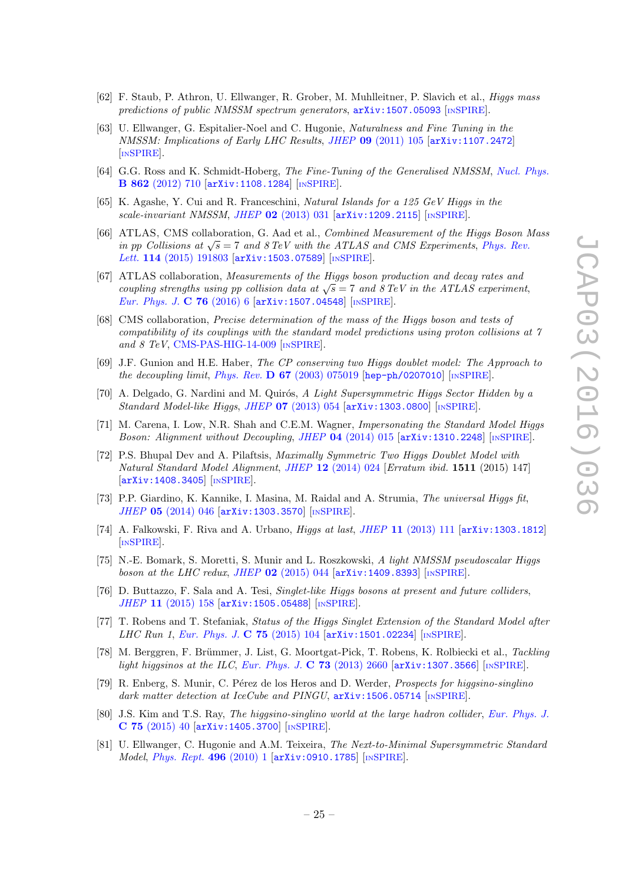[62] F. Staub, P. Athron, U. Ellwanger, R. Grober, M. Muhlleitner, P. Slavich et al., *Higgs mass predictions of public NMSSM spectrum generators*, arXiv:1507.05093 [INSPIRE].

[63] U. Ellwanger, G. Espitalier-Noel and C. Hugonie, *Naturalness and Fine Tuning in the NMSSM: Implications of Early LHC Results*, JHEP **09** (2011) 105 [arXiv:1107.2472] [INSPIRE].

[64] G.G. Ross and K. Schmidt-Hoberg, *The Fine-Tuning of the Generalised NMSSM*, Nucl. Phys. **B 862** (2012) 710 [arXiv:1108.1284] [INSPIRE].

[65] K. Agashe, Y. Cui and R. Franceschini, *Natural Islands for a 125 GeV Higgs in the scale-invariant NMSSM*, JHEP **02** (2013) 031 [arXiv:1209.2115] [INSPIRE].

[66] ATLAS, CMS collaboration, G. Aad et al., *Combined Measurement of the Higgs Boson Mass in pp Collisions at $\sqrt{s} = 7$ and 8 TeV with the ATLAS and CMS Experiments*, Phys. Rev. Lett. **114** (2015) 191803 [arXiv:1503.07589] [INSPIRE].

[67] ATLAS collaboration, *Measurements of the Higgs boson production and decay rates and coupling strengths using pp collision data at $\sqrt{s} = 7$ and 8 TeV in the ATLAS experiment*, Eur. Phys. J. **C 76** (2016) 6 [arXiv:1507.04548] [INSPIRE].

[68] CMS collaboration, *Precise determination of the mass of the Higgs boson and tests of compatibility of its couplings with the standard model predictions using proton collisions at 7 and 8 TeV*, CMS-PAS-HIG-14-009 [INSPIRE].

[69] J.F. Gunion and H.E. Haber, *The CP conserving two Higgs doublet model: The Approach to the decoupling limit*, Phys. Rev. **D 67** (2003) 075019 [hep-ph/0207010] [INSPIRE].

[70] A. Delgado, G. Nardini and M. Quirós, *A Light Supersymmetric Higgs Sector Hidden by a Standard Model-like Higgs*, JHEP **07** (2013) 054 [arXiv:1303.0800] [INSPIRE].

[71] M. Carena, I. Low, N.R. Shah and C.E.M. Wagner, *Impersonating the Standard Model Higgs Boson: Alignment without Decoupling*, JHEP **04** (2014) 015 [arXiv:1310.2248] [INSPIRE].

[72] P.S. Bhupal Dev and A. Pilaftsis, *Maximally Symmetric Two Higgs Doublet Model with Natural Standard Model Alignment*, JHEP **12** (2014) 024 [Erratum ibid. **1511** (2015) 147] [arXiv:1408.3405] [INSPIRE].

[73] P.P. Giardino, K. Kannike, I. Masina, M. Raidal and A. Strumia, *The universal Higgs fit*, JHEP **05** (2014) 046 [arXiv:1303.3570] [INSPIRE].

[74] A. Falkowski, F. Riva and A. Urbano, *Higgs at last*, JHEP **11** (2013) 111 [arXiv:1303.1812] [INSPIRE].

[75] N.-E. Bomark, S. Moretti, S. Munir and L. Roszkowski, *A light NMSSM pseudoscalar Higgs boson at the LHC redux*, JHEP **02** (2015) 044 [arXiv:1409.8393] [INSPIRE].

[76] D. Buttazzo, F. Sala and A. Tesi, *Singlet-like Higgs bosons at present and future colliders*, JHEP **11** (2015) 158 [arXiv:1505.05488] [INSPIRE].

[77] T. Robens and T. Stefaniak, *Status of the Higgs Singlet Extension of the Standard Model after LHC Run 1*, Eur. Phys. J. **C 75** (2015) 104 [arXiv:1501.02234] [INSPIRE].

[78] M. Berggren, F. Brümmer, J. List, G. Moortgat-Pick, T. Robens, K. Rolbiecki et al., *Tackling light higgsinos at the ILC*, Eur. Phys. J. **C 73** (2013) 2660 [arXiv:1307.3566] [INSPIRE].

[79] R. Enberg, S. Munir, C. Pérez de los Heros and D. Werder, *Prospects for higgsino-singlino dark matter detection at IceCube and PINGU*, arXiv:1506.05714 [INSPIRE].

[80] J.S. Kim and T.S. Ray, *The higgsino-singlino world at the large hadron collider*, Eur. Phys. J. **C 75** (2015) 40 [arXiv:1405.3700] [INSPIRE].

[81] U. Ellwanger, C. Hugonie and A.M. Teixeira, *The Next-to-Minimal Supersymmetric Standard Model*, Phys. Rept. **496** (2010) 1 [arXiv:0910.1785] [INSPIRE].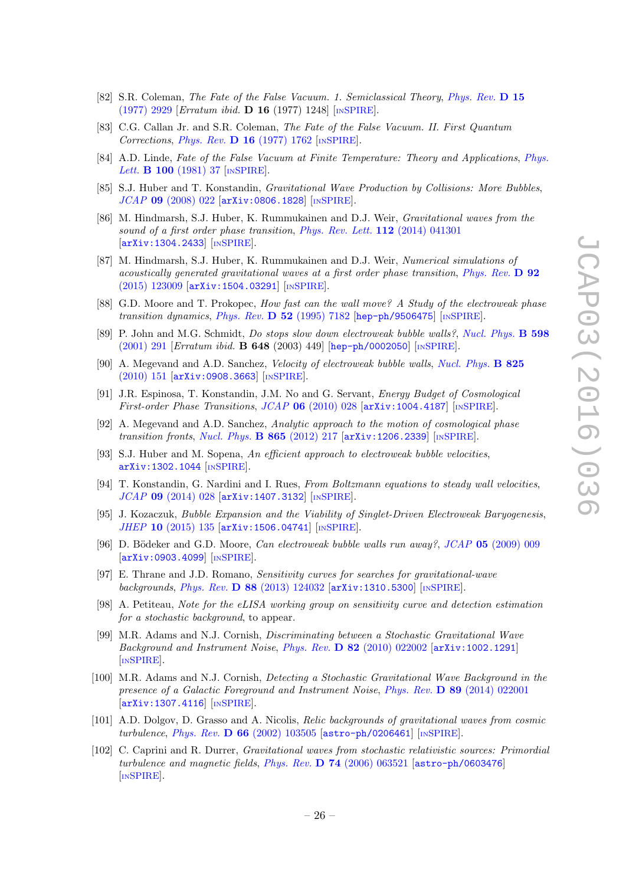[82] S.R. Coleman, *The Fate of the False Vacuum. 1. Semiclassical Theory*, *Phys. Rev.* **D 15** (1977) 2929 [*Erratum ibid.* **D 16** (1977) 1248] [INSPIRE].

[83] C.G. Callan Jr. and S.R. Coleman, *The Fate of the False Vacuum. II. First Quantum Corrections*, *Phys. Rev.* **D 16** (1977) 1762 [INSPIRE].

[84] A.D. Linde, *Fate of the False Vacuum at Finite Temperature: Theory and Applications*, *Phys. Lett.* **B 100** (1981) 37 [INSPIRE].

[85] S.J. Huber and T. Konstandin, *Gravitational Wave Production by Collisions: More Bubbles*, *JCAP* **09** (2008) 022 [arXiv:0806.1828] [INSPIRE].

[86] M. Hindmarsh, S.J. Huber, K. Rummukainen and D.J. Weir, *Gravitational waves from the sound of a first order phase transition*, *Phys. Rev. Lett.* **112** (2014) 041301 [arXiv:1304.2433] [INSPIRE].

[87] M. Hindmarsh, S.J. Huber, K. Rummukainen and D.J. Weir, *Numerical simulations of acoustically generated gravitational waves at a first order phase transition*, *Phys. Rev.* **D 92** (2015) 123009 [arXiv:1504.03291] [INSPIRE].

[88] G.D. Moore and T. Prokopec, *How fast can the wall move? A Study of the electroweak phase transition dynamics*, *Phys. Rev.* **D 52** (1995) 7182 [hep-ph/9506475] [INSPIRE].

[89] P. John and M.G. Schmidt, *Do stops slow down electroweak bubble walls?*, *Nucl. Phys.* **B 598** (2001) 291 [*Erratum ibid.* **B 648** (2003) 449] [hep-ph/0002050] [INSPIRE].

[90] A. Megevand and A.D. Sanchez, *Velocity of electroweak bubble walls*, *Nucl. Phys.* **B 825** (2010) 151 [arXiv:0908.3663] [INSPIRE].

[91] J.R. Espinosa, T. Konstandin, J.M. No and G. Servant, *Energy Budget of Cosmological First-order Phase Transitions*, *JCAP* **06** (2010) 028 [arXiv:1004.4187] [INSPIRE].

[92] A. Megevand and A.D. Sanchez, *Analytic approach to the motion of cosmological phase transition fronts*, *Nucl. Phys.* **B 865** (2012) 217 [arXiv:1206.2339] [INSPIRE].

[93] S.J. Huber and M. Sopena, *An efficient approach to electroweak bubble velocities*, arXiv:1302.1044 [INSPIRE].

[94] T. Konstandin, G. Nardini and I. Rues, *From Boltzmann equations to steady wall velocities*, *JCAP* **09** (2014) 028 [arXiv:1407.3132] [INSPIRE].

[95] J. Kozaczuk, *Bubble Expansion and the Viability of Singlet-Driven Electroweak Baryogenesis*, *JHEP* **10** (2015) 135 [arXiv:1506.04741] [INSPIRE].

[96] D. Bödeker and G.D. Moore, *Can electroweak bubble walls run away?*, *JCAP* **05** (2009) 009 [arXiv:0903.4099] [INSPIRE].

[97] E. Thrane and J.D. Romano, *Sensitivity curves for searches for gravitational-wave backgrounds*, *Phys. Rev.* **D 88** (2013) 124032 [arXiv:1310.5300] [INSPIRE].

[98] A. Petiteau, *Note for the eLISA working group on sensitivity curve and detection estimation for a stochastic background*, to appear.

[99] M.R. Adams and N.J. Cornish, *Discriminating between a Stochastic Gravitational Wave Background and Instrument Noise*, *Phys. Rev.* **D 82** (2010) 022002 [arXiv:1002.1291] [INSPIRE].

[100] M.R. Adams and N.J. Cornish, *Detecting a Stochastic Gravitational Wave Background in the presence of a Galactic Foreground and Instrument Noise*, *Phys. Rev.* **D 89** (2014) 022001 [arXiv:1307.4116] [INSPIRE].

[101] A.D. Dolgov, D. Grasso and A. Nicolis, *Relic backgrounds of gravitational waves from cosmic turbulence*, *Phys. Rev.* **D 66** (2002) 103505 [astro-ph/0206461] [INSPIRE].

[102] C. Caprini and R. Durrer, *Gravitational waves from stochastic relativistic sources: Primordial turbulence and magnetic fields*, *Phys. Rev.* **D 74** (2006) 063521 [astro-ph/0603476] [INSPIRE].